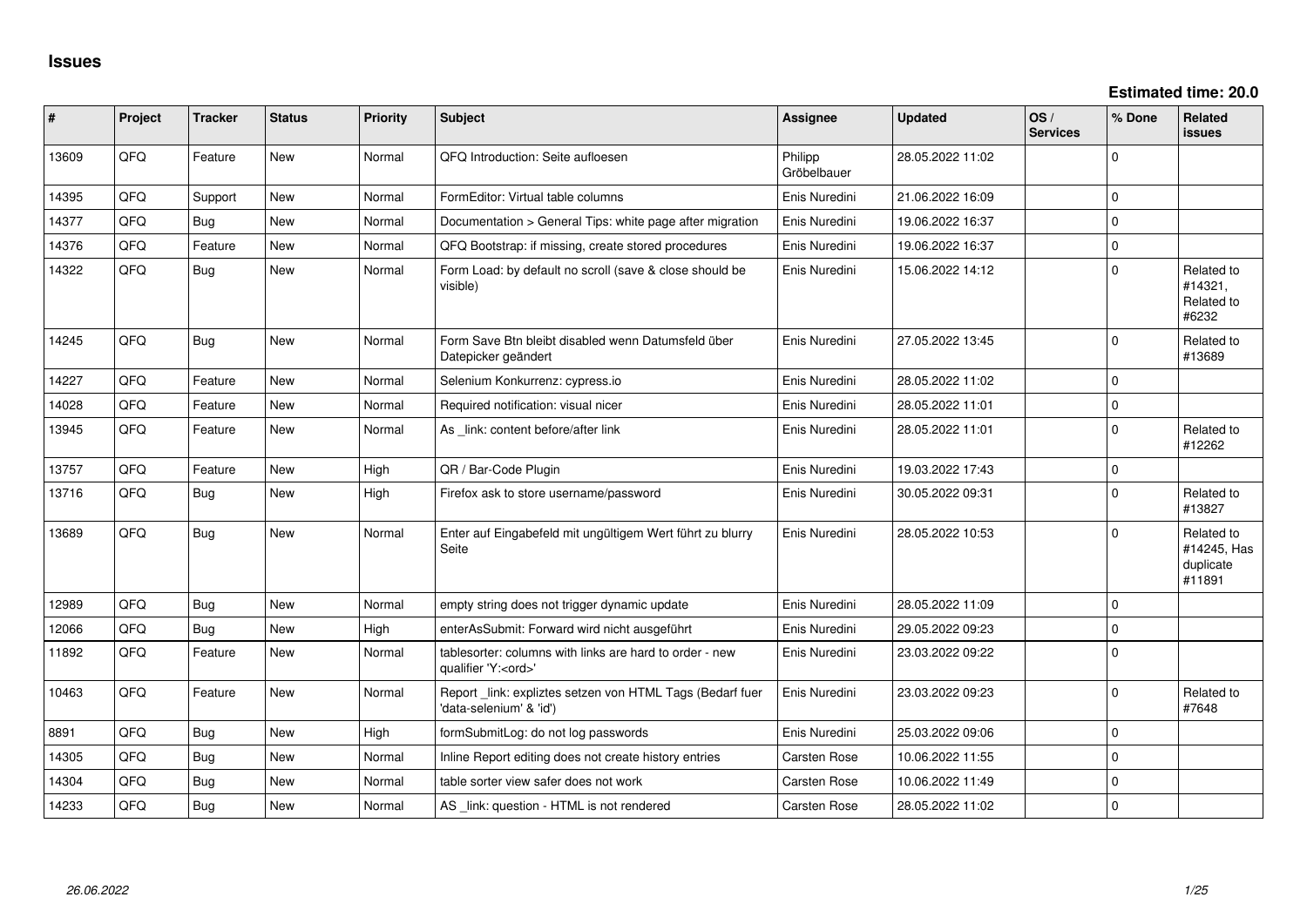# Issues

**Estimated time: 20.0**

| # | Project | Tracker | Status | Priority | Subject | Assignee | Updated | OS / Services | % Done | Related issues |
|---|---|---|---|---|---|---|---|---|---|---|
| 13609 | QFQ | Feature | New | Normal | QFQ Introduction: Seite aufloesen | Philipp Gröbelbauer | 28.05.2022 11:02 | | 0 | |
| 14395 | QFQ | Support | New | Normal | FormEditor: Virtual table columns | Enis Nuredini | 21.06.2022 16:09 | | 0 | |
| 14377 | QFQ | Bug | New | Normal | Documentation > General Tips: white page after migration | Enis Nuredini | 19.06.2022 16:37 | | 0 | |
| 14376 | QFQ | Feature | New | Normal | QFQ Bootstrap: if missing, create stored procedures | Enis Nuredini | 19.06.2022 16:37 | | 0 | |
| 14322 | QFQ | Bug | New | Normal | Form Load: by default no scroll (save & close should be visible) | Enis Nuredini | 15.06.2022 14:12 | | 0 | Related to #14321, Related to #6232 |
| 14245 | QFQ | Bug | New | Normal | Form Save Btn bleibt disabled wenn Datumsfeld über Datepicker geändert | Enis Nuredini | 27.05.2022 13:45 | | 0 | Related to #13689 |
| 14227 | QFQ | Feature | New | Normal | Selenium Konkurrenz: cypress.io | Enis Nuredini | 28.05.2022 11:02 | | 0 | |
| 14028 | QFQ | Feature | New | Normal | Required notification: visual nicer | Enis Nuredini | 28.05.2022 11:01 | | 0 | |
| 13945 | QFQ | Feature | New | Normal | As _link: content before/after link | Enis Nuredini | 28.05.2022 11:01 | | 0 | Related to #12262 |
| 13757 | QFQ | Feature | New | High | QR / Bar-Code Plugin | Enis Nuredini | 19.03.2022 17:43 | | 0 | |
| 13716 | QFQ | Bug | New | High | Firefox ask to store username/password | Enis Nuredini | 30.05.2022 09:31 | | 0 | Related to #13827 |
| 13689 | QFQ | Bug | New | Normal | Enter auf Eingabefeld mit ungültigem Wert führt zu blurry Seite | Enis Nuredini | 28.05.2022 10:53 | | 0 | Related to #14245, Has duplicate #11891 |
| 12989 | QFQ | Bug | New | Normal | empty string does not trigger dynamic update | Enis Nuredini | 28.05.2022 11:09 | | 0 | |
| 12066 | QFQ | Bug | New | High | enterAsSubmit: Forward wird nicht ausgeführt | Enis Nuredini | 29.05.2022 09:23 | | 0 | |
| 11892 | QFQ | Feature | New | Normal | tablesorter: columns with links are hard to order - new qualifier 'Y:<ord>' | Enis Nuredini | 23.03.2022 09:22 | | 0 | |
| 10463 | QFQ | Feature | New | Normal | Report _link: expliztes setzen von HTML Tags (Bedarf fuer 'data-selenium' & 'id') | Enis Nuredini | 23.03.2022 09:23 | | 0 | Related to #7648 |
| 8891 | QFQ | Bug | New | High | formSubmitLog: do not log passwords | Enis Nuredini | 25.03.2022 09:06 | | 0 | |
| 14305 | QFQ | Bug | New | Normal | Inline Report editing does not create history entries | Carsten Rose | 10.06.2022 11:55 | | 0 | |
| 14304 | QFQ | Bug | New | Normal | table sorter view safer does not work | Carsten Rose | 10.06.2022 11:49 | | 0 | |
| 14233 | QFQ | Bug | New | Normal | AS _link: question - HTML is not rendered | Carsten Rose | 28.05.2022 11:02 | | 0 | |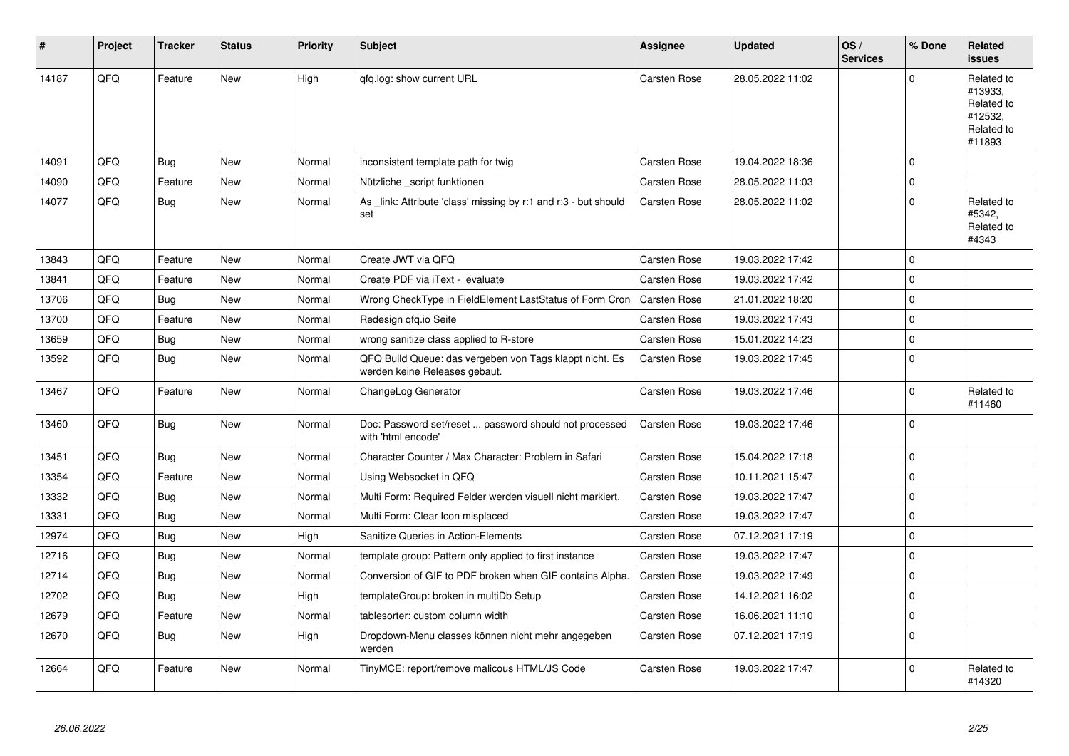| # | Project | Tracker | Status | Priority | Subject | Assignee | Updated | OS / Services | % Done | Related issues |
|---|---|---|---|---|---|---|---|---|---|---|
| 14187 | QFQ | Feature | New | High | qfq.log: show current URL | Carsten Rose | 28.05.2022 11:02 | | 0 | Related to #13933, Related to #12532, Related to #11893 |
| 14091 | QFQ | Bug | New | Normal | inconsistent template path for twig | Carsten Rose | 19.04.2022 18:36 | | 0 | |
| 14090 | QFQ | Feature | New | Normal | Nützliche _script funktionen | Carsten Rose | 28.05.2022 11:03 | | 0 | |
| 14077 | QFQ | Bug | New | Normal | As _link: Attribute 'class' missing by r:1 and r:3 - but should set | Carsten Rose | 28.05.2022 11:02 | | 0 | Related to #5342, Related to #4343 |
| 13843 | QFQ | Feature | New | Normal | Create JWT via QFQ | Carsten Rose | 19.03.2022 17:42 | | 0 | |
| 13841 | QFQ | Feature | New | Normal | Create PDF via iText - evaluate | Carsten Rose | 19.03.2022 17:42 | | 0 | |
| 13706 | QFQ | Bug | New | Normal | Wrong CheckType in FieldElement LastStatus of Form Cron | Carsten Rose | 21.01.2022 18:20 | | 0 | |
| 13700 | QFQ | Feature | New | Normal | Redesign qfq.io Seite | Carsten Rose | 19.03.2022 17:43 | | 0 | |
| 13659 | QFQ | Bug | New | Normal | wrong sanitize class applied to R-store | Carsten Rose | 15.01.2022 14:23 | | 0 | |
| 13592 | QFQ | Bug | New | Normal | QFQ Build Queue: das vergeben von Tags klappt nicht. Es werden keine Releases gebaut. | Carsten Rose | 19.03.2022 17:45 | | 0 | |
| 13467 | QFQ | Feature | New | Normal | ChangeLog Generator | Carsten Rose | 19.03.2022 17:46 | | 0 | Related to #11460 |
| 13460 | QFQ | Bug | New | Normal | Doc: Password set/reset ... password should not processed with 'html encode' | Carsten Rose | 19.03.2022 17:46 | | 0 | |
| 13451 | QFQ | Bug | New | Normal | Character Counter / Max Character: Problem in Safari | Carsten Rose | 15.04.2022 17:18 | | 0 | |
| 13354 | QFQ | Feature | New | Normal | Using Websocket in QFQ | Carsten Rose | 10.11.2021 15:47 | | 0 | |
| 13332 | QFQ | Bug | New | Normal | Multi Form: Required Felder werden visuell nicht markiert. | Carsten Rose | 19.03.2022 17:47 | | 0 | |
| 13331 | QFQ | Bug | New | Normal | Multi Form: Clear Icon misplaced | Carsten Rose | 19.03.2022 17:47 | | 0 | |
| 12974 | QFQ | Bug | New | High | Sanitize Queries in Action-Elements | Carsten Rose | 07.12.2021 17:19 | | 0 | |
| 12716 | QFQ | Bug | New | Normal | template group: Pattern only applied to first instance | Carsten Rose | 19.03.2022 17:47 | | 0 | |
| 12714 | QFQ | Bug | New | Normal | Conversion of GIF to PDF broken when GIF contains Alpha. | Carsten Rose | 19.03.2022 17:49 | | 0 | |
| 12702 | QFQ | Bug | New | High | templateGroup: broken in multiDb Setup | Carsten Rose | 14.12.2021 16:02 | | 0 | |
| 12679 | QFQ | Feature | New | Normal | tablesorter: custom column width | Carsten Rose | 16.06.2021 11:10 | | 0 | |
| 12670 | QFQ | Bug | New | High | Dropdown-Menu classes können nicht mehr angegeben werden | Carsten Rose | 07.12.2021 17:19 | | 0 | |
| 12664 | QFQ | Feature | New | Normal | TinyMCE: report/remove malicous HTML/JS Code | Carsten Rose | 19.03.2022 17:47 | | 0 | Related to #14320 |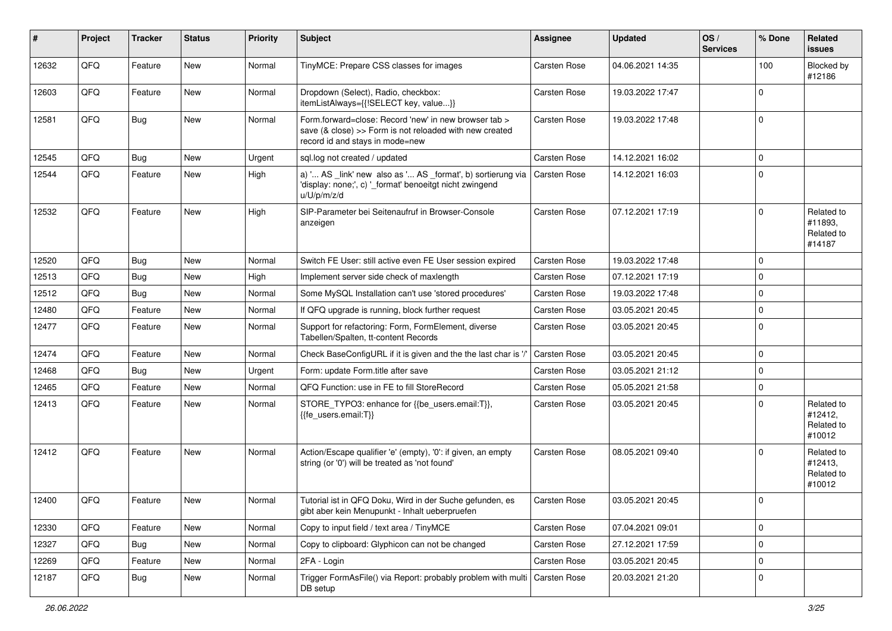| # | Project | Tracker | Status | Priority | Subject | Assignee | Updated | OS / Services | % Done | Related issues |
|---|---|---|---|---|---|---|---|---|---|---|
| 12632 | QFQ | Feature | New | Normal | TinyMCE: Prepare CSS classes for images | Carsten Rose | 04.06.2021 14:35 | | 100 | Blocked by #12186 |
| 12603 | QFQ | Feature | New | Normal | Dropdown (Select), Radio, checkbox: itemListAlways={{!SELECT key, value...}} | Carsten Rose | 19.03.2022 17:47 | | 0 | |
| 12581 | QFQ | Bug | New | Normal | Form.forward=close: Record 'new' in new browser tab > save (& close) >> Form is not reloaded with new created record id and stays in mode=new | Carsten Rose | 19.03.2022 17:48 | | 0 | |
| 12545 | QFQ | Bug | New | Urgent | sql.log not created / updated | Carsten Rose | 14.12.2021 16:02 | | 0 | |
| 12544 | QFQ | Feature | New | High | a) '... AS _link' new also as '... AS _format', b) sortierung via 'display: none;', c) '_format' benoeitgt nicht zwingend u/U/p/m/z/d | Carsten Rose | 14.12.2021 16:03 | | 0 | |
| 12532 | QFQ | Feature | New | High | SIP-Parameter bei Seitenaufruf in Browser-Console anzeigen | Carsten Rose | 07.12.2021 17:19 | | 0 | Related to #11893, Related to #14187 |
| 12520 | QFQ | Bug | New | Normal | Switch FE User: still active even FE User session expired | Carsten Rose | 19.03.2022 17:48 | | 0 | |
| 12513 | QFQ | Bug | New | High | Implement server side check of maxlength | Carsten Rose | 07.12.2021 17:19 | | 0 | |
| 12512 | QFQ | Bug | New | Normal | Some MySQL Installation can't use 'stored procedures' | Carsten Rose | 19.03.2022 17:48 | | 0 | |
| 12480 | QFQ | Feature | New | Normal | If QFQ upgrade is running, block further request | Carsten Rose | 03.05.2021 20:45 | | 0 | |
| 12477 | QFQ | Feature | New | Normal | Support for refactoring: Form, FormElement, diverse Tabellen/Spalten, tt-content Records | Carsten Rose | 03.05.2021 20:45 | | 0 | |
| 12474 | QFQ | Feature | New | Normal | Check BaseConfigURL if it is given and the the last char is '/' | Carsten Rose | 03.05.2021 20:45 | | 0 | |
| 12468 | QFQ | Bug | New | Urgent | Form: update Form.title after save | Carsten Rose | 03.05.2021 21:12 | | 0 | |
| 12465 | QFQ | Feature | New | Normal | QFQ Function: use in FE to fill StoreRecord | Carsten Rose | 05.05.2021 21:58 | | 0 | |
| 12413 | QFQ | Feature | New | Normal | STORE_TYPO3: enhance for {{be_users.email:T}}, {{fe_users.email:T}} | Carsten Rose | 03.05.2021 20:45 | | 0 | Related to #12412, Related to #10012 |
| 12412 | QFQ | Feature | New | Normal | Action/Escape qualifier 'e' (empty), '0': if given, an empty string (or '0') will be treated as 'not found' | Carsten Rose | 08.05.2021 09:40 | | 0 | Related to #12413, Related to #10012 |
| 12400 | QFQ | Feature | New | Normal | Tutorial ist in QFQ Doku, Wird in der Suche gefunden, es gibt aber kein Menupunkt - Inhalt ueberpruefen | Carsten Rose | 03.05.2021 20:45 | | 0 | |
| 12330 | QFQ | Feature | New | Normal | Copy to input field / text area / TinyMCE | Carsten Rose | 07.04.2021 09:01 | | 0 | |
| 12327 | QFQ | Bug | New | Normal | Copy to clipboard: Glyphicon can not be changed | Carsten Rose | 27.12.2021 17:59 | | 0 | |
| 12269 | QFQ | Feature | New | Normal | 2FA - Login | Carsten Rose | 03.05.2021 20:45 | | 0 | |
| 12187 | QFQ | Bug | New | Normal | Trigger FormAsFile() via Report: probably problem with multi DB setup | Carsten Rose | 20.03.2021 21:20 | | 0 | |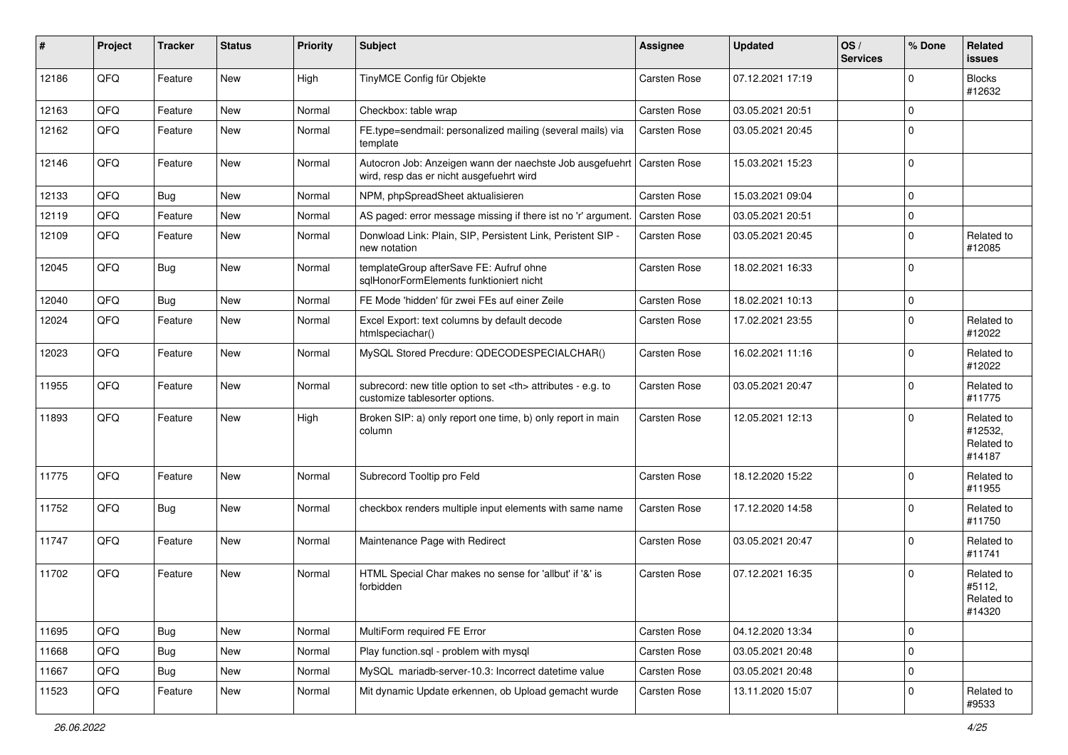| # | Project | Tracker | Status | Priority | Subject | Assignee | Updated | OS / Services | % Done | Related issues |
|---|---|---|---|---|---|---|---|---|---|---|
| 12186 | QFQ | Feature | New | High | TinyMCE Config für Objekte | Carsten Rose | 07.12.2021 17:19 | | 0 | Blocks #12632 |
| 12163 | QFQ | Feature | New | Normal | Checkbox: table wrap | Carsten Rose | 03.05.2021 20:51 | | 0 | |
| 12162 | QFQ | Feature | New | Normal | FE.type=sendmail: personalized mailing (several mails) via template | Carsten Rose | 03.05.2021 20:45 | | 0 | |
| 12146 | QFQ | Feature | New | Normal | Autocron Job: Anzeigen wann der naechste Job ausgefuehrt wird, resp das er nicht ausgefuehrt wird | Carsten Rose | 15.03.2021 15:23 | | 0 | |
| 12133 | QFQ | Bug | New | Normal | NPM, phpSpreadSheet aktualisieren | Carsten Rose | 15.03.2021 09:04 | | 0 | |
| 12119 | QFQ | Feature | New | Normal | AS paged: error message missing if there ist no 'r' argument. | Carsten Rose | 03.05.2021 20:51 | | 0 | |
| 12109 | QFQ | Feature | New | Normal | Donwload Link: Plain, SIP, Persistent Link, Peristent SIP - new notation | Carsten Rose | 03.05.2021 20:45 | | 0 | Related to #12085 |
| 12045 | QFQ | Bug | New | Normal | templateGroup afterSave FE: Aufruf ohne sqlHonorFormElements funktioniert nicht | Carsten Rose | 18.02.2021 16:33 | | 0 | |
| 12040 | QFQ | Bug | New | Normal | FE Mode 'hidden' für zwei FEs auf einer Zeile | Carsten Rose | 18.02.2021 10:13 | | 0 | |
| 12024 | QFQ | Feature | New | Normal | Excel Export: text columns by default decode htmlspeciachar() | Carsten Rose | 17.02.2021 23:55 | | 0 | Related to #12022 |
| 12023 | QFQ | Feature | New | Normal | MySQL Stored Precdure: QDECODESPECIALCHAR() | Carsten Rose | 16.02.2021 11:16 | | 0 | Related to #12022 |
| 11955 | QFQ | Feature | New | Normal | subrecord: new title option to set <th> attributes - e.g. to customize tablesorter options. | Carsten Rose | 03.05.2021 20:47 | | 0 | Related to #11775 |
| 11893 | QFQ | Feature | New | High | Broken SIP: a) only report one time, b) only report in main column | Carsten Rose | 12.05.2021 12:13 | | 0 | Related to #12532, Related to #14187 |
| 11775 | QFQ | Feature | New | Normal | Subrecord Tooltip pro Feld | Carsten Rose | 18.12.2020 15:22 | | 0 | Related to #11955 |
| 11752 | QFQ | Bug | New | Normal | checkbox renders multiple input elements with same name | Carsten Rose | 17.12.2020 14:58 | | 0 | Related to #11750 |
| 11747 | QFQ | Feature | New | Normal | Maintenance Page with Redirect | Carsten Rose | 03.05.2021 20:47 | | 0 | Related to #11741 |
| 11702 | QFQ | Feature | New | Normal | HTML Special Char makes no sense for 'allbut' if '&' is forbidden | Carsten Rose | 07.12.2021 16:35 | | 0 | Related to #5112, Related to #14320 |
| 11695 | QFQ | Bug | New | Normal | MultiForm required FE Error | Carsten Rose | 04.12.2020 13:34 | | 0 | |
| 11668 | QFQ | Bug | New | Normal | Play function.sql - problem with mysql | Carsten Rose | 03.05.2021 20:48 | | 0 | |
| 11667 | QFQ | Bug | New | Normal | MySQL mariadb-server-10.3: Incorrect datetime value | Carsten Rose | 03.05.2021 20:48 | | 0 | |
| 11523 | QFQ | Feature | New | Normal | Mit dynamic Update erkennen, ob Upload gemacht wurde | Carsten Rose | 13.11.2020 15:07 | | 0 | Related to #9533 |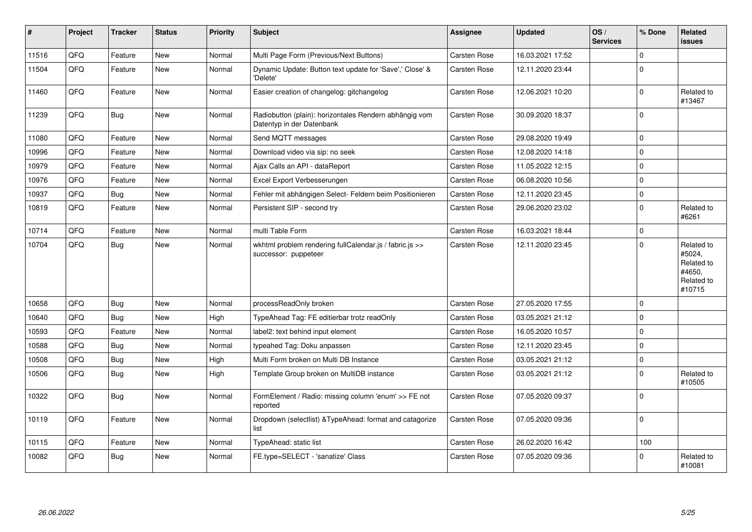| # | Project | Tracker | Status | Priority | Subject | Assignee | Updated | OS / Services | % Done | Related issues |
|---|---|---|---|---|---|---|---|---|---|---|
| 11516 | QFQ | Feature | New | Normal | Multi Page Form (Previous/Next Buttons) | Carsten Rose | 16.03.2021 17:52 | | 0 | |
| 11504 | QFQ | Feature | New | Normal | Dynamic Update: Button text update for 'Save',' Close' & 'Delete' | Carsten Rose | 12.11.2020 23:44 | | 0 | |
| 11460 | QFQ | Feature | New | Normal | Easier creation of changelog: gitchangelog | Carsten Rose | 12.06.2021 10:20 | | 0 | Related to #13467 |
| 11239 | QFQ | Bug | New | Normal | Radiobutton (plain): horizontales Rendern abhängig vom Datentyp in der Datenbank | Carsten Rose | 30.09.2020 18:37 | | 0 | |
| 11080 | QFQ | Feature | New | Normal | Send MQTT messages | Carsten Rose | 29.08.2020 19:49 | | 0 | |
| 10996 | QFQ | Feature | New | Normal | Download video via sip: no seek | Carsten Rose | 12.08.2020 14:18 | | 0 | |
| 10979 | QFQ | Feature | New | Normal | Ajax Calls an API - dataReport | Carsten Rose | 11.05.2022 12:15 | | 0 | |
| 10976 | QFQ | Feature | New | Normal | Excel Export Verbesserungen | Carsten Rose | 06.08.2020 10:56 | | 0 | |
| 10937 | QFQ | Bug | New | Normal | Fehler mit abhängigen Select- Feldern beim Positionieren | Carsten Rose | 12.11.2020 23:45 | | 0 | |
| 10819 | QFQ | Feature | New | Normal | Persistent SIP - second try | Carsten Rose | 29.06.2020 23:02 | | 0 | Related to #6261 |
| 10714 | QFQ | Feature | New | Normal | multi Table Form | Carsten Rose | 16.03.2021 18:44 | | 0 | |
| 10704 | QFQ | Bug | New | Normal | wkhtml problem rendering fullCalendar.js / fabric.js >> successor: puppeteer | Carsten Rose | 12.11.2020 23:45 | | 0 | Related to #5024, Related to #4650, Related to #10715 |
| 10658 | QFQ | Bug | New | Normal | processReadOnly broken | Carsten Rose | 27.05.2020 17:55 | | 0 | |
| 10640 | QFQ | Bug | New | High | TypeAhead Tag: FE editierbar trotz readOnly | Carsten Rose | 03.05.2021 21:12 | | 0 | |
| 10593 | QFQ | Feature | New | Normal | label2: text behind input element | Carsten Rose | 16.05.2020 10:57 | | 0 | |
| 10588 | QFQ | Bug | New | Normal | typeahed Tag: Doku anpassen | Carsten Rose | 12.11.2020 23:45 | | 0 | |
| 10508 | QFQ | Bug | New | High | Multi Form broken on Multi DB Instance | Carsten Rose | 03.05.2021 21:12 | | 0 | |
| 10506 | QFQ | Bug | New | High | Template Group broken on MultiDB instance | Carsten Rose | 03.05.2021 21:12 | | 0 | Related to #10505 |
| 10322 | QFQ | Bug | New | Normal | FormElement / Radio: missing column 'enum' >> FE not reported | Carsten Rose | 07.05.2020 09:37 | | 0 | |
| 10119 | QFQ | Feature | New | Normal | Dropdown (selectlist) &TypeAhead: format and catagorize list | Carsten Rose | 07.05.2020 09:36 | | 0 | |
| 10115 | QFQ | Feature | New | Normal | TypeAhead: static list | Carsten Rose | 26.02.2020 16:42 | | 100 | |
| 10082 | QFQ | Bug | New | Normal | FE.type=SELECT - 'sanatize' Class | Carsten Rose | 07.05.2020 09:36 | | 0 | Related to #10081 |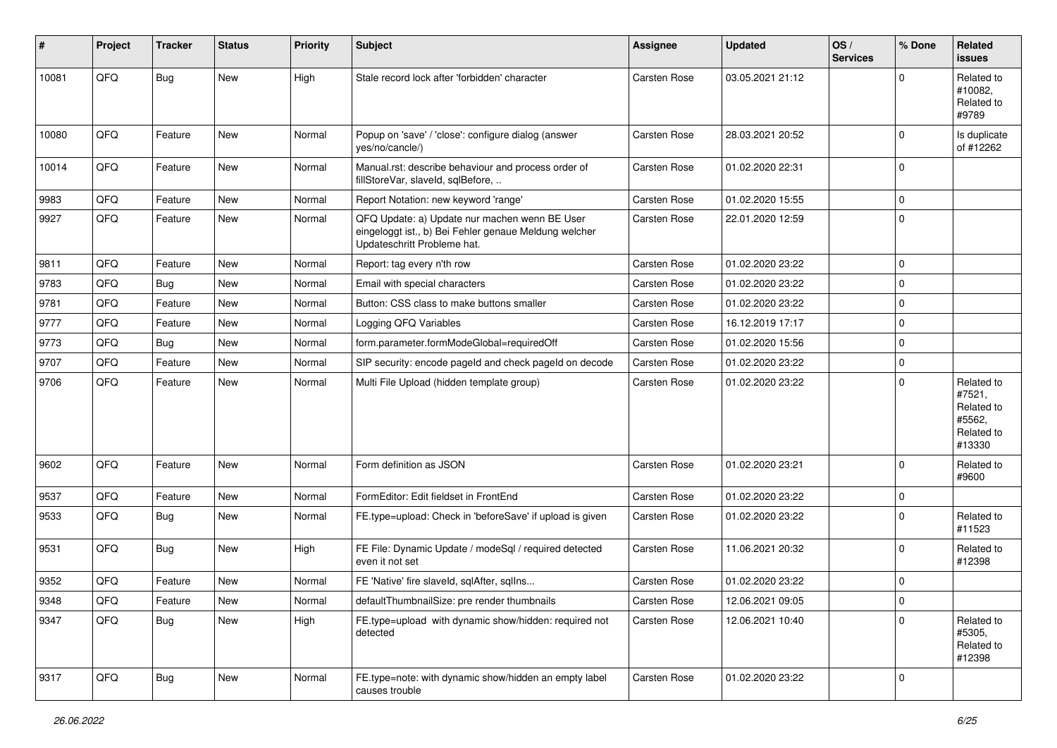| # | Project | Tracker | Status | Priority | Subject | Assignee | Updated | OS / Services | % Done | Related issues |
|---|---|---|---|---|---|---|---|---|---|---|
| 10081 | QFQ | Bug | New | High | Stale record lock after 'forbidden' character | Carsten Rose | 03.05.2021 21:12 | | 0 | Related to #10082, Related to #9789 |
| 10080 | QFQ | Feature | New | Normal | Popup on 'save' / 'close': configure dialog (answer yes/no/cancle/) | Carsten Rose | 28.03.2021 20:52 | | 0 | Is duplicate of #12262 |
| 10014 | QFQ | Feature | New | Normal | Manual.rst: describe behaviour and process order of fillStoreVar, slaveId, sqlBefore, .. | Carsten Rose | 01.02.2020 22:31 | | 0 | |
| 9983 | QFQ | Feature | New | Normal | Report Notation: new keyword 'range' | Carsten Rose | 01.02.2020 15:55 | | 0 | |
| 9927 | QFQ | Feature | New | Normal | QFQ Update: a) Update nur machen wenn BE User eingeloggt ist., b) Bei Fehler genaue Meldung welcher Updateschritt Probleme hat. | Carsten Rose | 22.01.2020 12:59 | | 0 | |
| 9811 | QFQ | Feature | New | Normal | Report: tag every n'th row | Carsten Rose | 01.02.2020 23:22 | | 0 | |
| 9783 | QFQ | Bug | New | Normal | Email with special characters | Carsten Rose | 01.02.2020 23:22 | | 0 | |
| 9781 | QFQ | Feature | New | Normal | Button: CSS class to make buttons smaller | Carsten Rose | 01.02.2020 23:22 | | 0 | |
| 9777 | QFQ | Feature | New | Normal | Logging QFQ Variables | Carsten Rose | 16.12.2019 17:17 | | 0 | |
| 9773 | QFQ | Bug | New | Normal | form.parameter.formModeGlobal=requiredOff | Carsten Rose | 01.02.2020 15:56 | | 0 | |
| 9707 | QFQ | Feature | New | Normal | SIP security: encode pageId and check pageId on decode | Carsten Rose | 01.02.2020 23:22 | | 0 | |
| 9706 | QFQ | Feature | New | Normal | Multi File Upload (hidden template group) | Carsten Rose | 01.02.2020 23:22 | | 0 | Related to #7521, Related to #5562, Related to #13330 |
| 9602 | QFQ | Feature | New | Normal | Form definition as JSON | Carsten Rose | 01.02.2020 23:21 | | 0 | Related to #9600 |
| 9537 | QFQ | Feature | New | Normal | FormEditor: Edit fieldset in FrontEnd | Carsten Rose | 01.02.2020 23:22 | | 0 | |
| 9533 | QFQ | Bug | New | Normal | FE.type=upload: Check in 'beforeSave' if upload is given | Carsten Rose | 01.02.2020 23:22 | | 0 | Related to #11523 |
| 9531 | QFQ | Bug | New | High | FE File: Dynamic Update / modeSql / required detected even it not set | Carsten Rose | 11.06.2021 20:32 | | 0 | Related to #12398 |
| 9352 | QFQ | Feature | New | Normal | FE 'Native' fire slaveId, sqlAfter, sqlIns... | Carsten Rose | 01.02.2020 23:22 | | 0 | |
| 9348 | QFQ | Feature | New | Normal | defaultThumbnailSize: pre render thumbnails | Carsten Rose | 12.06.2021 09:05 | | 0 | |
| 9347 | QFQ | Bug | New | High | FE.type=upload with dynamic show/hidden: required not detected | Carsten Rose | 12.06.2021 10:40 | | 0 | Related to #5305, Related to #12398 |
| 9317 | QFQ | Bug | New | Normal | FE.type=note: with dynamic show/hidden an empty label causes trouble | Carsten Rose | 01.02.2020 23:22 | | 0 | |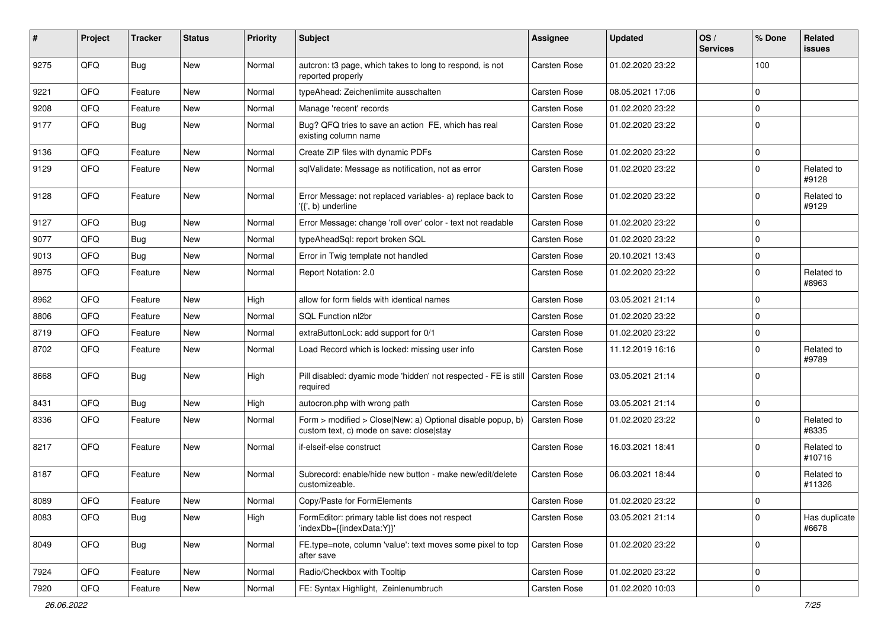| # | Project | Tracker | Status | Priority | Subject | Assignee | Updated | OS / Services | % Done | Related issues |
|---|---|---|---|---|---|---|---|---|---|---|
| 9275 | QFQ | Bug | New | Normal | autcron: t3 page, which takes to long to respond, is not reported properly | Carsten Rose | 01.02.2020 23:22 | | 100 | |
| 9221 | QFQ | Feature | New | Normal | typeAhead: Zeichenlimite ausschalten | Carsten Rose | 08.05.2021 17:06 | | 0 | |
| 9208 | QFQ | Feature | New | Normal | Manage 'recent' records | Carsten Rose | 01.02.2020 23:22 | | 0 | |
| 9177 | QFQ | Bug | New | Normal | Bug? QFQ tries to save an action FE, which has real existing column name | Carsten Rose | 01.02.2020 23:22 | | 0 | |
| 9136 | QFQ | Feature | New | Normal | Create ZIP files with dynamic PDFs | Carsten Rose | 01.02.2020 23:22 | | 0 | |
| 9129 | QFQ | Feature | New | Normal | sqlValidate: Message as notification, not as error | Carsten Rose | 01.02.2020 23:22 | | 0 | Related to #9128 |
| 9128 | QFQ | Feature | New | Normal | Error Message: not replaced variables- a) replace back to '{{', b) underline | Carsten Rose | 01.02.2020 23:22 | | 0 | Related to #9129 |
| 9127 | QFQ | Bug | New | Normal | Error Message: change 'roll over' color - text not readable | Carsten Rose | 01.02.2020 23:22 | | 0 | |
| 9077 | QFQ | Bug | New | Normal | typeAheadSql: report broken SQL | Carsten Rose | 01.02.2020 23:22 | | 0 | |
| 9013 | QFQ | Bug | New | Normal | Error in Twig template not handled | Carsten Rose | 20.10.2021 13:43 | | 0 | |
| 8975 | QFQ | Feature | New | Normal | Report Notation: 2.0 | Carsten Rose | 01.02.2020 23:22 | | 0 | Related to #8963 |
| 8962 | QFQ | Feature | New | High | allow for form fields with identical names | Carsten Rose | 03.05.2021 21:14 | | 0 | |
| 8806 | QFQ | Feature | New | Normal | SQL Function nl2br | Carsten Rose | 01.02.2020 23:22 | | 0 | |
| 8719 | QFQ | Feature | New | Normal | extraButtonLock: add support for 0/1 | Carsten Rose | 01.02.2020 23:22 | | 0 | |
| 8702 | QFQ | Feature | New | Normal | Load Record which is locked: missing user info | Carsten Rose | 11.12.2019 16:16 | | 0 | Related to #9789 |
| 8668 | QFQ | Bug | New | High | Pill disabled: dyamic mode 'hidden' not respected - FE is still required | Carsten Rose | 03.05.2021 21:14 | | 0 | |
| 8431 | QFQ | Bug | New | High | autocron.php with wrong path | Carsten Rose | 03.05.2021 21:14 | | 0 | |
| 8336 | QFQ | Feature | New | Normal | Form > modified > Close\|New: a) Optional disable popup, b) custom text, c) mode on save: close\|stay | Carsten Rose | 01.02.2020 23:22 | | 0 | Related to #8335 |
| 8217 | QFQ | Feature | New | Normal | if-elseif-else construct | Carsten Rose | 16.03.2021 18:41 | | 0 | Related to #10716 |
| 8187 | QFQ | Feature | New | Normal | Subrecord: enable/hide new button - make new/edit/delete customizeable. | Carsten Rose | 06.03.2021 18:44 | | 0 | Related to #11326 |
| 8089 | QFQ | Feature | New | Normal | Copy/Paste for FormElements | Carsten Rose | 01.02.2020 23:22 | | 0 | |
| 8083 | QFQ | Bug | New | High | FormEditor: primary table list does not respect 'indexDb={{indexData:Y}}' | Carsten Rose | 03.05.2021 21:14 | | 0 | Has duplicate #6678 |
| 8049 | QFQ | Bug | New | Normal | FE.type=note, column 'value': text moves some pixel to top after save | Carsten Rose | 01.02.2020 23:22 | | 0 | |
| 7924 | QFQ | Feature | New | Normal | Radio/Checkbox with Tooltip | Carsten Rose | 01.02.2020 23:22 | | 0 | |
| 7920 | QFQ | Feature | New | Normal | FE: Syntax Highlight, Zeinlenumbruch | Carsten Rose | 01.02.2020 10:03 | | 0 | |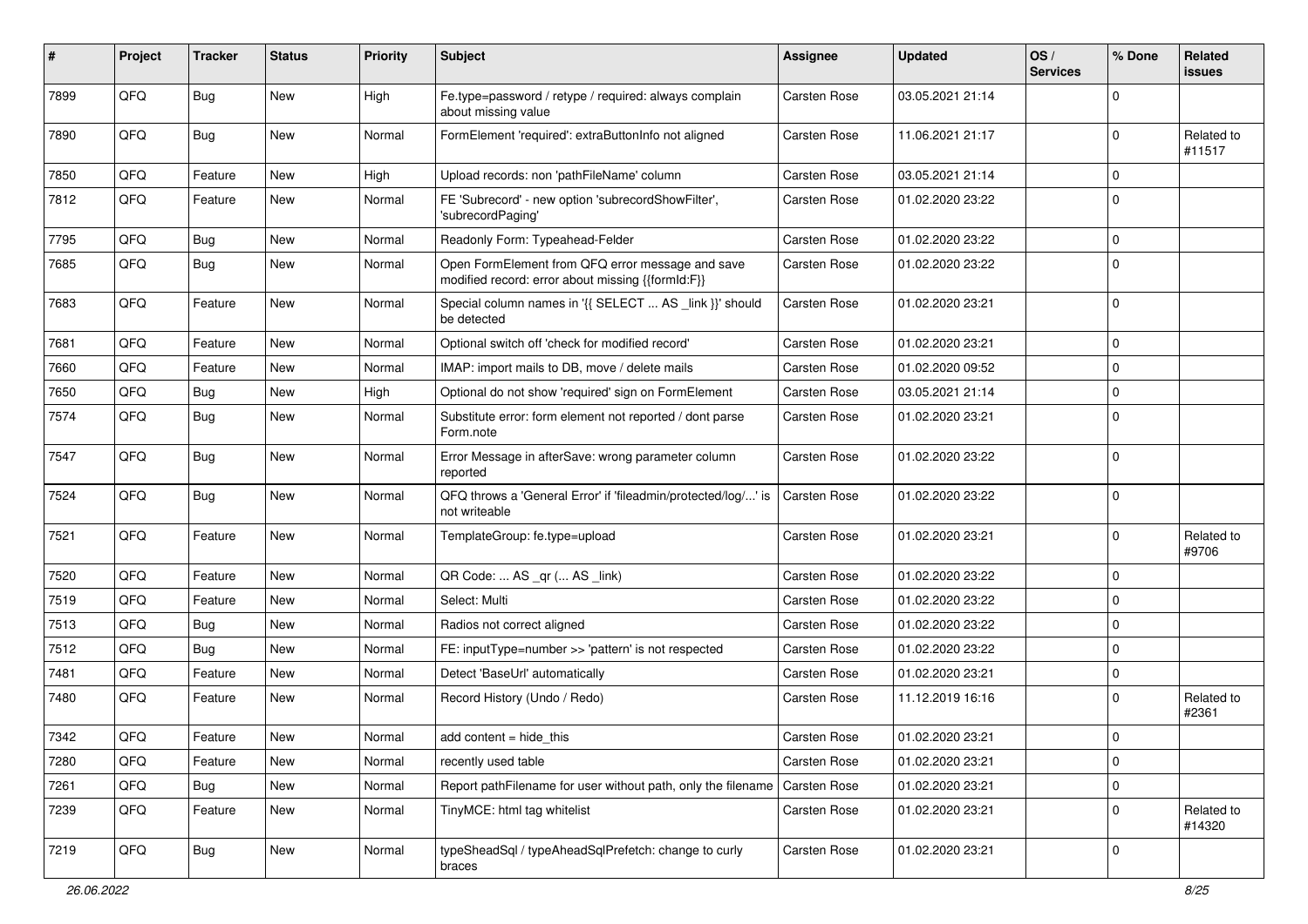| # | Project | Tracker | Status | Priority | Subject | Assignee | Updated | OS / Services | % Done | Related issues |
|---|---|---|---|---|---|---|---|---|---|---|
| 7899 | QFQ | Bug | New | High | Fe.type=password / retype / required: always complain about missing value | Carsten Rose | 03.05.2021 21:14 | | 0 | |
| 7890 | QFQ | Bug | New | Normal | FormElement 'required': extraButtonInfo not aligned | Carsten Rose | 11.06.2021 21:17 | | 0 | Related to #11517 |
| 7850 | QFQ | Feature | New | High | Upload records: non 'pathFileName' column | Carsten Rose | 03.05.2021 21:14 | | 0 | |
| 7812 | QFQ | Feature | New | Normal | FE 'Subrecord' - new option 'subrecordShowFilter', 'subrecordPaging' | Carsten Rose | 01.02.2020 23:22 | | 0 | |
| 7795 | QFQ | Bug | New | Normal | Readonly Form: Typeahead-Felder | Carsten Rose | 01.02.2020 23:22 | | 0 | |
| 7685 | QFQ | Bug | New | Normal | Open FormElement from QFQ error message and save modified record: error about missing {{formId:F}} | Carsten Rose | 01.02.2020 23:22 | | 0 | |
| 7683 | QFQ | Feature | New | Normal | Special column names in '{{ SELECT ... AS _link }}' should be detected | Carsten Rose | 01.02.2020 23:21 | | 0 | |
| 7681 | QFQ | Feature | New | Normal | Optional switch off 'check for modified record' | Carsten Rose | 01.02.2020 23:21 | | 0 | |
| 7660 | QFQ | Feature | New | Normal | IMAP: import mails to DB, move / delete mails | Carsten Rose | 01.02.2020 09:52 | | 0 | |
| 7650 | QFQ | Bug | New | High | Optional do not show 'required' sign on FormElement | Carsten Rose | 03.05.2021 21:14 | | 0 | |
| 7574 | QFQ | Bug | New | Normal | Substitute error: form element not reported / dont parse Form.note | Carsten Rose | 01.02.2020 23:21 | | 0 | |
| 7547 | QFQ | Bug | New | Normal | Error Message in afterSave: wrong parameter column reported | Carsten Rose | 01.02.2020 23:22 | | 0 | |
| 7524 | QFQ | Bug | New | Normal | QFQ throws a 'General Error' if 'fileadmin/protected/log/...' is not writeable | Carsten Rose | 01.02.2020 23:22 | | 0 | |
| 7521 | QFQ | Feature | New | Normal | TemplateGroup: fe.type=upload | Carsten Rose | 01.02.2020 23:21 | | 0 | Related to #9706 |
| 7520 | QFQ | Feature | New | Normal | QR Code: ... AS _qr ( ... AS _link) | Carsten Rose | 01.02.2020 23:22 | | 0 | |
| 7519 | QFQ | Feature | New | Normal | Select: Multi | Carsten Rose | 01.02.2020 23:22 | | 0 | |
| 7513 | QFQ | Bug | New | Normal | Radios not correct aligned | Carsten Rose | 01.02.2020 23:22 | | 0 | |
| 7512 | QFQ | Bug | New | Normal | FE: inputType=number >> 'pattern' is not respected | Carsten Rose | 01.02.2020 23:22 | | 0 | |
| 7481 | QFQ | Feature | New | Normal | Detect 'BaseUrl' automatically | Carsten Rose | 01.02.2020 23:21 | | 0 | |
| 7480 | QFQ | Feature | New | Normal | Record History (Undo / Redo) | Carsten Rose | 11.12.2019 16:16 | | 0 | Related to #2361 |
| 7342 | QFQ | Feature | New | Normal | add content = hide_this | Carsten Rose | 01.02.2020 23:21 | | 0 | |
| 7280 | QFQ | Feature | New | Normal | recently used table | Carsten Rose | 01.02.2020 23:21 | | 0 | |
| 7261 | QFQ | Bug | New | Normal | Report pathFilename for user without path, only the filename | Carsten Rose | 01.02.2020 23:21 | | 0 | |
| 7239 | QFQ | Feature | New | Normal | TinyMCE: html tag whitelist | Carsten Rose | 01.02.2020 23:21 | | 0 | Related to #14320 |
| 7219 | QFQ | Bug | New | Normal | typeSheadSql / typeAheadSqlPrefetch: change to curly braces | Carsten Rose | 01.02.2020 23:21 | | 0 | |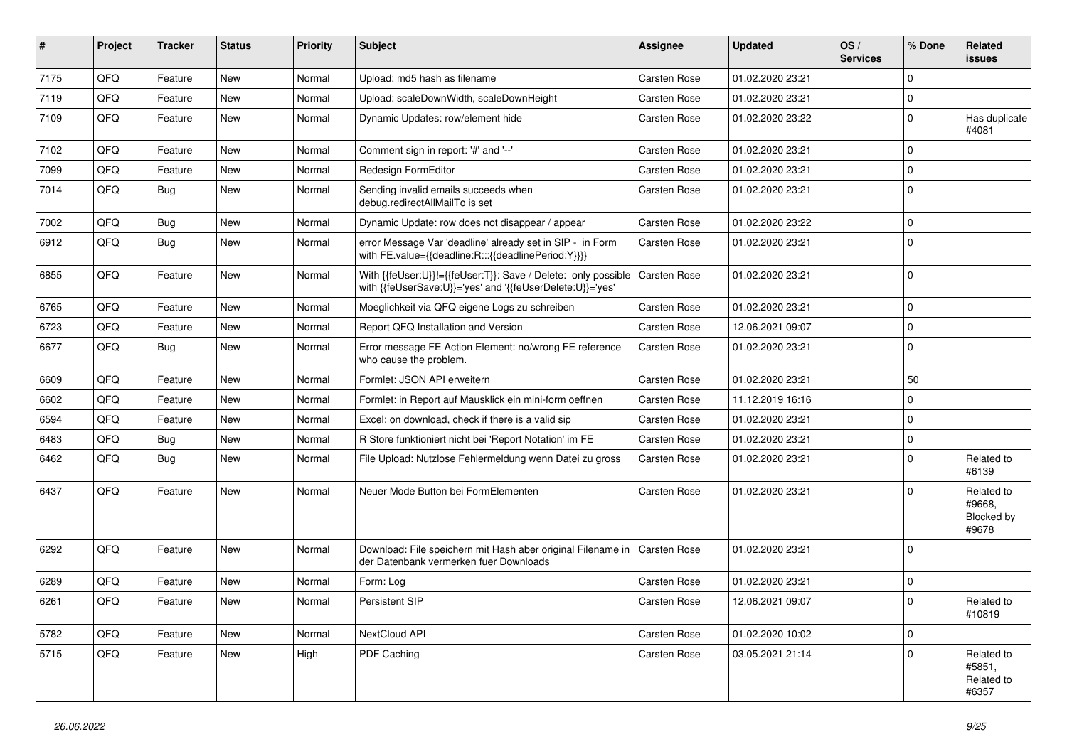| # | Project | Tracker | Status | Priority | Subject | Assignee | Updated | OS / Services | % Done | Related issues |
|---|---|---|---|---|---|---|---|---|---|---|
| 7175 | QFQ | Feature | New | Normal | Upload: md5 hash as filename | Carsten Rose | 01.02.2020 23:21 | | 0 | |
| 7119 | QFQ | Feature | New | Normal | Upload: scaleDownWidth, scaleDownHeight | Carsten Rose | 01.02.2020 23:21 | | 0 | |
| 7109 | QFQ | Feature | New | Normal | Dynamic Updates: row/element hide | Carsten Rose | 01.02.2020 23:22 | | 0 | Has duplicate #4081 |
| 7102 | QFQ | Feature | New | Normal | Comment sign in report: '#' and '--' | Carsten Rose | 01.02.2020 23:21 | | 0 | |
| 7099 | QFQ | Feature | New | Normal | Redesign FormEditor | Carsten Rose | 01.02.2020 23:21 | | 0 | |
| 7014 | QFQ | Bug | New | Normal | Sending invalid emails succeeds when debug.redirectAllMailTo is set | Carsten Rose | 01.02.2020 23:21 | | 0 | |
| 7002 | QFQ | Bug | New | Normal | Dynamic Update: row does not disappear / appear | Carsten Rose | 01.02.2020 23:22 | | 0 | |
| 6912 | QFQ | Bug | New | Normal | error Message Var 'deadline' already set in SIP - in Form with FE.value={{deadline:R:::{{deadlinePeriod:Y}}}} | Carsten Rose | 01.02.2020 23:21 | | 0 | |
| 6855 | QFQ | Feature | New | Normal | With {{feUser:U}}!={{feUser:T}}: Save / Delete: only possible with {{feUserSave:U}}='yes' and '{{feUserDelete:U}}='yes' | Carsten Rose | 01.02.2020 23:21 | | 0 | |
| 6765 | QFQ | Feature | New | Normal | Moeglichkeit via QFQ eigene Logs zu schreiben | Carsten Rose | 01.02.2020 23:21 | | 0 | |
| 6723 | QFQ | Feature | New | Normal | Report QFQ Installation and Version | Carsten Rose | 12.06.2021 09:07 | | 0 | |
| 6677 | QFQ | Bug | New | Normal | Error message FE Action Element: no/wrong FE reference who cause the problem. | Carsten Rose | 01.02.2020 23:21 | | 0 | |
| 6609 | QFQ | Feature | New | Normal | Formlet: JSON API erweitern | Carsten Rose | 01.02.2020 23:21 | | 50 | |
| 6602 | QFQ | Feature | New | Normal | Formlet: in Report auf Mausklick ein mini-form oeffnen | Carsten Rose | 11.12.2019 16:16 | | 0 | |
| 6594 | QFQ | Feature | New | Normal | Excel: on download, check if there is a valid sip | Carsten Rose | 01.02.2020 23:21 | | 0 | |
| 6483 | QFQ | Bug | New | Normal | R Store funktioniert nicht bei 'Report Notation' im FE | Carsten Rose | 01.02.2020 23:21 | | 0 | |
| 6462 | QFQ | Bug | New | Normal | File Upload: Nutzlose Fehlermeldung wenn Datei zu gross | Carsten Rose | 01.02.2020 23:21 | | 0 | Related to #6139 |
| 6437 | QFQ | Feature | New | Normal | Neuer Mode Button bei FormElementen | Carsten Rose | 01.02.2020 23:21 | | 0 | Related to #9668, Blocked by #9678 |
| 6292 | QFQ | Feature | New | Normal | Download: File speichern mit Hash aber original Filename in der Datenbank vermerken fuer Downloads | Carsten Rose | 01.02.2020 23:21 | | 0 | |
| 6289 | QFQ | Feature | New | Normal | Form: Log | Carsten Rose | 01.02.2020 23:21 | | 0 | |
| 6261 | QFQ | Feature | New | Normal | Persistent SIP | Carsten Rose | 12.06.2021 09:07 | | 0 | Related to #10819 |
| 5782 | QFQ | Feature | New | Normal | NextCloud API | Carsten Rose | 01.02.2020 10:02 | | 0 | |
| 5715 | QFQ | Feature | New | High | PDF Caching | Carsten Rose | 03.05.2021 21:14 | | 0 | Related to #5851, Related to #6357 |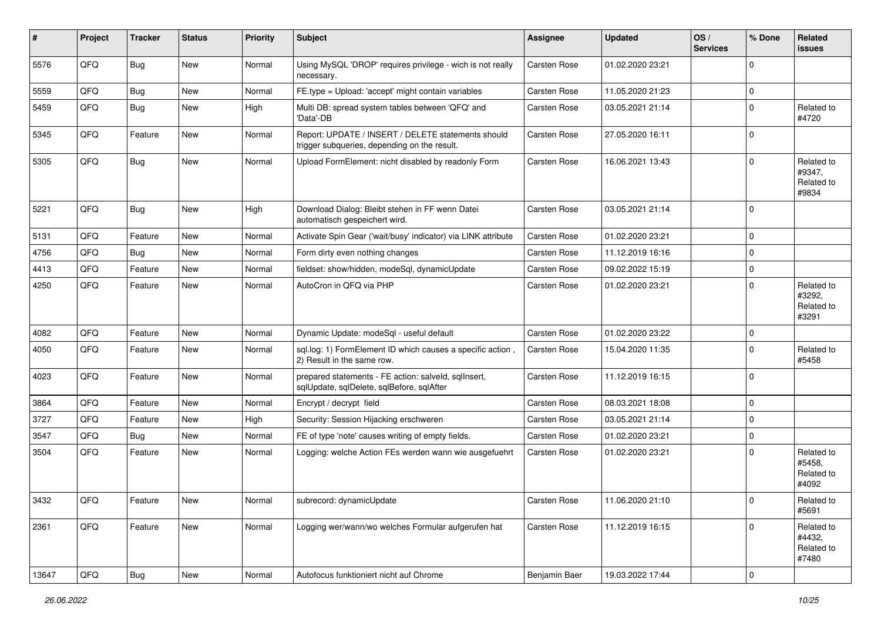| # | Project | Tracker | Status | Priority | Subject | Assignee | Updated | OS / Services | % Done | Related issues |
|---|---|---|---|---|---|---|---|---|---|---|
| 5576 | QFQ | Bug | New | Normal | Using MySQL 'DROP' requires privilege - wich is not really necessary. | Carsten Rose | 01.02.2020 23:21 | | 0 | |
| 5559 | QFQ | Bug | New | Normal | FE.type = Upload: 'accept' might contain variables | Carsten Rose | 11.05.2020 21:23 | | 0 | |
| 5459 | QFQ | Bug | New | High | Multi DB: spread system tables between 'QFQ' and 'Data'-DB | Carsten Rose | 03.05.2021 21:14 | | 0 | Related to #4720 |
| 5345 | QFQ | Feature | New | Normal | Report: UPDATE / INSERT / DELETE statements should trigger subqueries, depending on the result. | Carsten Rose | 27.05.2020 16:11 | | 0 | |
| 5305 | QFQ | Bug | New | Normal | Upload FormElement: nicht disabled by readonly Form | Carsten Rose | 16.06.2021 13:43 | | 0 | Related to #9347, Related to #9834 |
| 5221 | QFQ | Bug | New | High | Download Dialog: Bleibt stehen in FF wenn Datei automatisch gespeichert wird. | Carsten Rose | 03.05.2021 21:14 | | 0 | |
| 5131 | QFQ | Feature | New | Normal | Activate Spin Gear ('wait/busy' indicator) via LINK attribute | Carsten Rose | 01.02.2020 23:21 | | 0 | |
| 4756 | QFQ | Bug | New | Normal | Form dirty even nothing changes | Carsten Rose | 11.12.2019 16:16 | | 0 | |
| 4413 | QFQ | Feature | New | Normal | fieldset: show/hidden, modeSql, dynamicUpdate | Carsten Rose | 09.02.2022 15:19 | | 0 | |
| 4250 | QFQ | Feature | New | Normal | AutoCron in QFQ via PHP | Carsten Rose | 01.02.2020 23:21 | | 0 | Related to #3292, Related to #3291 |
| 4082 | QFQ | Feature | New | Normal | Dynamic Update: modeSql - useful default | Carsten Rose | 01.02.2020 23:22 | | 0 | |
| 4050 | QFQ | Feature | New | Normal | sql.log: 1) FormElement ID which causes a specific action , 2) Result in the same row. | Carsten Rose | 15.04.2020 11:35 | | 0 | Related to #5458 |
| 4023 | QFQ | Feature | New | Normal | prepared statements - FE action: salveId, sqlInsert, sqlUpdate, sqlDelete, sqlBefore, sqlAfter | Carsten Rose | 11.12.2019 16:15 | | 0 | |
| 3864 | QFQ | Feature | New | Normal | Encrypt / decrypt field | Carsten Rose | 08.03.2021 18:08 | | 0 | |
| 3727 | QFQ | Feature | New | High | Security: Session Hijacking erschweren | Carsten Rose | 03.05.2021 21:14 | | 0 | |
| 3547 | QFQ | Bug | New | Normal | FE of type 'note' causes writing of empty fields. | Carsten Rose | 01.02.2020 23:21 | | 0 | |
| 3504 | QFQ | Feature | New | Normal | Logging: welche Action FEs werden wann wie ausgefuehrt | Carsten Rose | 01.02.2020 23:21 | | 0 | Related to #5458, Related to #4092 |
| 3432 | QFQ | Feature | New | Normal | subrecord: dynamicUpdate | Carsten Rose | 11.06.2020 21:10 | | 0 | Related to #5691 |
| 2361 | QFQ | Feature | New | Normal | Logging wer/wann/wo welches Formular aufgerufen hat | Carsten Rose | 11.12.2019 16:15 | | 0 | Related to #4432, Related to #7480 |
| 13647 | QFQ | Bug | New | Normal | Autofocus funktioniert nicht auf Chrome | Benjamin Baer | 19.03.2022 17:44 | | 0 | |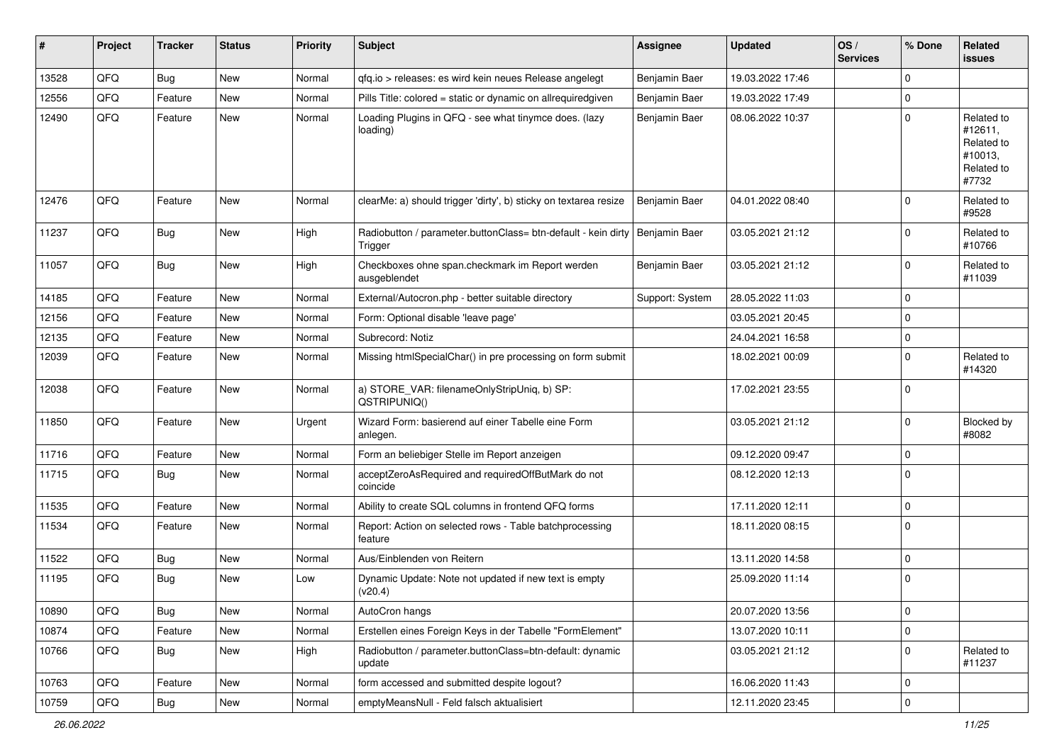| # | Project | Tracker | Status | Priority | Subject | Assignee | Updated | OS / Services | % Done | Related issues |
|---|---|---|---|---|---|---|---|---|---|---|
| 13528 | QFQ | Bug | New | Normal | qfq.io > releases: es wird kein neues Release angelegt | Benjamin Baer | 19.03.2022 17:46 | | 0 | |
| 12556 | QFQ | Feature | New | Normal | Pills Title: colored = static or dynamic on allrequiredgiven | Benjamin Baer | 19.03.2022 17:49 | | 0 | |
| 12490 | QFQ | Feature | New | Normal | Loading Plugins in QFQ - see what tinymce does. (lazy loading) | Benjamin Baer | 08.06.2022 10:37 | | 0 | Related to #12611, Related to #10013, Related to #7732 |
| 12476 | QFQ | Feature | New | Normal | clearMe: a) should trigger 'dirty', b) sticky on textarea resize | Benjamin Baer | 04.01.2022 08:40 | | 0 | Related to #9528 |
| 11237 | QFQ | Bug | New | High | Radiobutton / parameter.buttonClass= btn-default - kein dirty Trigger | Benjamin Baer | 03.05.2021 21:12 | | 0 | Related to #10766 |
| 11057 | QFQ | Bug | New | High | Checkboxes ohne span.checkmark im Report werden ausgeblendet | Benjamin Baer | 03.05.2021 21:12 | | 0 | Related to #11039 |
| 14185 | QFQ | Feature | New | Normal | External/Autocron.php - better suitable directory | Support: System | 28.05.2022 11:03 | | 0 | |
| 12156 | QFQ | Feature | New | Normal | Form: Optional disable 'leave page' | | 03.05.2021 20:45 | | 0 | |
| 12135 | QFQ | Feature | New | Normal | Subrecord: Notiz | | 24.04.2021 16:58 | | 0 | |
| 12039 | QFQ | Feature | New | Normal | Missing htmlSpecialChar() in pre processing on form submit | | 18.02.2021 00:09 | | 0 | Related to #14320 |
| 12038 | QFQ | Feature | New | Normal | a) STORE_VAR: filenameOnlyStripUniq, b) SP: QSTRIPUNIQ() | | 17.02.2021 23:55 | | 0 | |
| 11850 | QFQ | Feature | New | Urgent | Wizard Form: basierend auf einer Tabelle eine Form anlegen. | | 03.05.2021 21:12 | | 0 | Blocked by #8082 |
| 11716 | QFQ | Feature | New | Normal | Form an beliebiger Stelle im Report anzeigen | | 09.12.2020 09:47 | | 0 | |
| 11715 | QFQ | Bug | New | Normal | acceptZeroAsRequired and requiredOffButMark do not coincide | | 08.12.2020 12:13 | | 0 | |
| 11535 | QFQ | Feature | New | Normal | Ability to create SQL columns in frontend QFQ forms | | 17.11.2020 12:11 | | 0 | |
| 11534 | QFQ | Feature | New | Normal | Report: Action on selected rows - Table batchprocessing feature | | 18.11.2020 08:15 | | 0 | |
| 11522 | QFQ | Bug | New | Normal | Aus/Einblenden von Reitern | | 13.11.2020 14:58 | | 0 | |
| 11195 | QFQ | Bug | New | Low | Dynamic Update: Note not updated if new text is empty (v20.4) | | 25.09.2020 11:14 | | 0 | |
| 10890 | QFQ | Bug | New | Normal | AutoCron hangs | | 20.07.2020 13:56 | | 0 | |
| 10874 | QFQ | Feature | New | Normal | Erstellen eines Foreign Keys in der Tabelle "FormElement" | | 13.07.2020 10:11 | | 0 | |
| 10766 | QFQ | Bug | New | High | Radiobutton / parameter.buttonClass=btn-default: dynamic update | | 03.05.2021 21:12 | | 0 | Related to #11237 |
| 10763 | QFQ | Feature | New | Normal | form accessed and submitted despite logout? | | 16.06.2020 11:43 | | 0 | |
| 10759 | QFQ | Bug | New | Normal | emptyMeansNull - Feld falsch aktualisiert | | 12.11.2020 23:45 | | 0 | |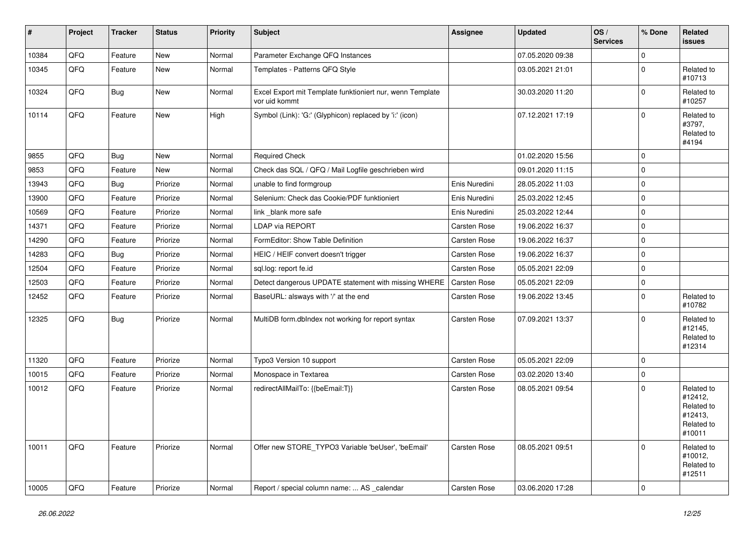| # | Project | Tracker | Status | Priority | Subject | Assignee | Updated | OS / Services | % Done | Related issues |
|---|---|---|---|---|---|---|---|---|---|---|
| 10384 | QFQ | Feature | New | Normal | Parameter Exchange QFQ Instances | | 07.05.2020 09:38 | | 0 | |
| 10345 | QFQ | Feature | New | Normal | Templates - Patterns QFQ Style | | 03.05.2021 21:01 | | 0 | Related to #10713 |
| 10324 | QFQ | Bug | New | Normal | Excel Export mit Template funktioniert nur, wenn Template vor uid kommt | | 30.03.2020 11:20 | | 0 | Related to #10257 |
| 10114 | QFQ | Feature | New | High | Symbol (Link): 'G:' (Glyphicon) replaced by 'i:' (icon) | | 07.12.2021 17:19 | | 0 | Related to #3797, Related to #4194 |
| 9855 | QFQ | Bug | New | Normal | Required Check | | 01.02.2020 15:56 | | 0 | |
| 9853 | QFQ | Feature | New | Normal | Check das SQL / QFQ / Mail Logfile geschrieben wird | | 09.01.2020 11:15 | | 0 | |
| 13943 | QFQ | Bug | Priorize | Normal | unable to find formgroup | Enis Nuredini | 28.05.2022 11:03 | | 0 | |
| 13900 | QFQ | Feature | Priorize | Normal | Selenium: Check das Cookie/PDF funktioniert | Enis Nuredini | 25.03.2022 12:45 | | 0 | |
| 10569 | QFQ | Feature | Priorize | Normal | link _blank more safe | Enis Nuredini | 25.03.2022 12:44 | | 0 | |
| 14371 | QFQ | Feature | Priorize | Normal | LDAP via REPORT | Carsten Rose | 19.06.2022 16:37 | | 0 | |
| 14290 | QFQ | Feature | Priorize | Normal | FormEditor: Show Table Definition | Carsten Rose | 19.06.2022 16:37 | | 0 | |
| 14283 | QFQ | Bug | Priorize | Normal | HEIC / HEIF convert doesn't trigger | Carsten Rose | 19.06.2022 16:37 | | 0 | |
| 12504 | QFQ | Feature | Priorize | Normal | sql.log: report fe.id | Carsten Rose | 05.05.2021 22:09 | | 0 | |
| 12503 | QFQ | Feature | Priorize | Normal | Detect dangerous UPDATE statement with missing WHERE | Carsten Rose | 05.05.2021 22:09 | | 0 | |
| 12452 | QFQ | Feature | Priorize | Normal | BaseURL: alsways with '/' at the end | Carsten Rose | 19.06.2022 13:45 | | 0 | Related to #10782 |
| 12325 | QFQ | Bug | Priorize | Normal | MultiDB form.dbIndex not working for report syntax | Carsten Rose | 07.09.2021 13:37 | | 0 | Related to #12145, Related to #12314 |
| 11320 | QFQ | Feature | Priorize | Normal | Typo3 Version 10 support | Carsten Rose | 05.05.2021 22:09 | | 0 | |
| 10015 | QFQ | Feature | Priorize | Normal | Monospace in Textarea | Carsten Rose | 03.02.2020 13:40 | | 0 | |
| 10012 | QFQ | Feature | Priorize | Normal | redirectAllMailTo: {{beEmail:T}} | Carsten Rose | 08.05.2021 09:54 | | 0 | Related to #12412, Related to #12413, Related to #10011 |
| 10011 | QFQ | Feature | Priorize | Normal | Offer new STORE_TYPO3 Variable 'beUser', 'beEmail' | Carsten Rose | 08.05.2021 09:51 | | 0 | Related to #10012, Related to #12511 |
| 10005 | QFQ | Feature | Priorize | Normal | Report / special column name: ... AS _calendar | Carsten Rose | 03.06.2020 17:28 | | 0 | |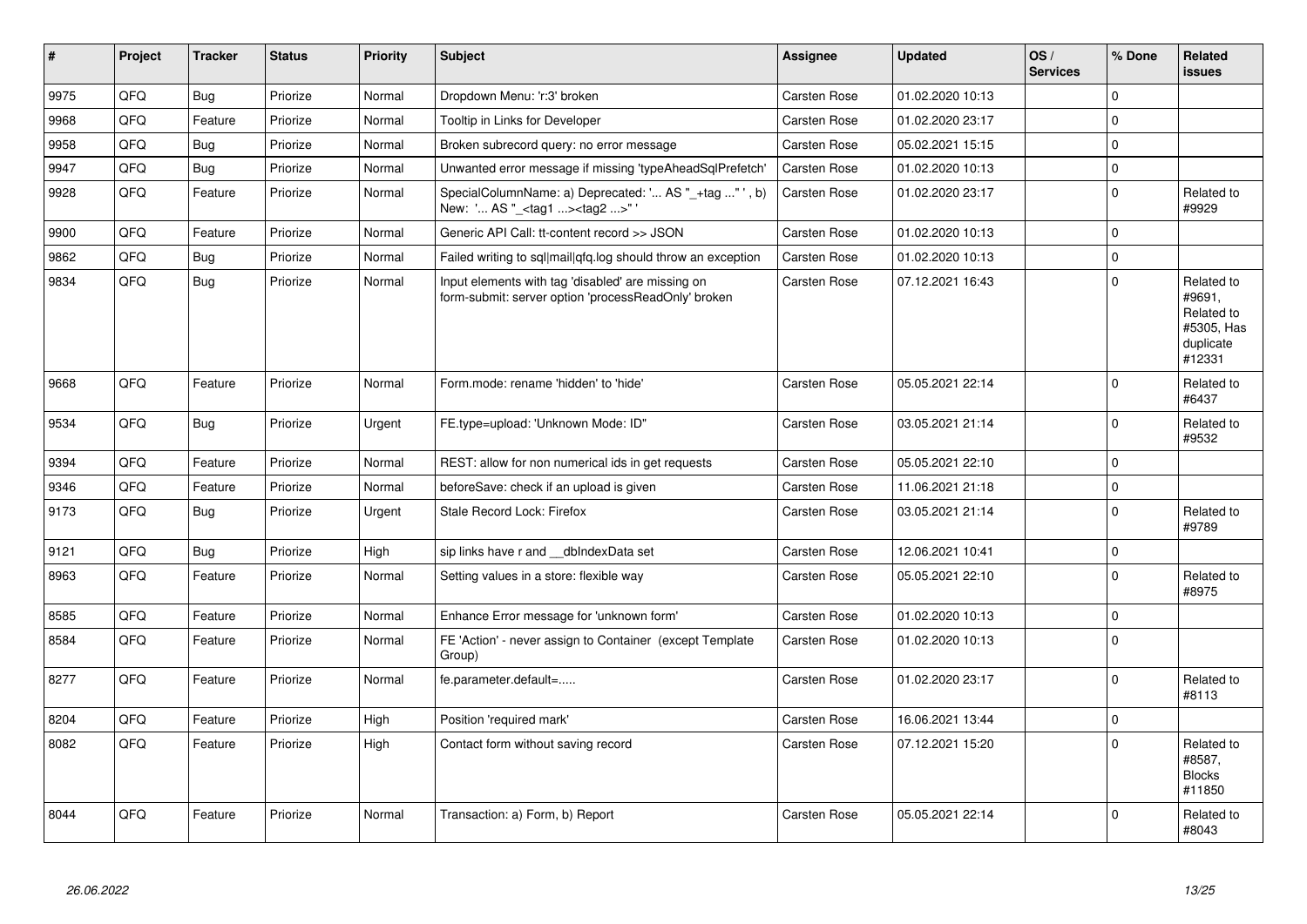| # | Project | Tracker | Status | Priority | Subject | Assignee | Updated | OS / Services | % Done | Related issues |
|---|---|---|---|---|---|---|---|---|---|---|
| 9975 | QFQ | Bug | Priorize | Normal | Dropdown Menu: 'r:3' broken | Carsten Rose | 01.02.2020 10:13 | | 0 | |
| 9968 | QFQ | Feature | Priorize | Normal | Tooltip in Links for Developer | Carsten Rose | 01.02.2020 23:17 | | 0 | |
| 9958 | QFQ | Bug | Priorize | Normal | Broken subrecord query: no error message | Carsten Rose | 05.02.2021 15:15 | | 0 | |
| 9947 | QFQ | Bug | Priorize | Normal | Unwanted error message if missing 'typeAheadSqlPrefetch' | Carsten Rose | 01.02.2020 10:13 | | 0 | |
| 9928 | QFQ | Feature | Priorize | Normal | SpecialColumnName: a) Deprecated: '... AS "_+tag ..." ', b) New: '... AS "_<tag1 ...><tag2 ...>" ' | Carsten Rose | 01.02.2020 23:17 | | 0 | Related to #9929 |
| 9900 | QFQ | Feature | Priorize | Normal | Generic API Call: tt-content record >> JSON | Carsten Rose | 01.02.2020 10:13 | | 0 | |
| 9862 | QFQ | Bug | Priorize | Normal | Failed writing to sql\|mail\|qfq.log should throw an exception | Carsten Rose | 01.02.2020 10:13 | | 0 | |
| 9834 | QFQ | Bug | Priorize | Normal | Input elements with tag 'disabled' are missing on form-submit: server option 'processReadOnly' broken | Carsten Rose | 07.12.2021 16:43 | | 0 | Related to #9691, Related to #5305, Has duplicate #12331 |
| 9668 | QFQ | Feature | Priorize | Normal | Form.mode: rename 'hidden' to 'hide' | Carsten Rose | 05.05.2021 22:14 | | 0 | Related to #6437 |
| 9534 | QFQ | Bug | Priorize | Urgent | FE.type=upload: 'Unknown Mode: ID" | Carsten Rose | 03.05.2021 21:14 | | 0 | Related to #9532 |
| 9394 | QFQ | Feature | Priorize | Normal | REST: allow for non numerical ids in get requests | Carsten Rose | 05.05.2021 22:10 | | 0 | |
| 9346 | QFQ | Feature | Priorize | Normal | beforeSave: check if an upload is given | Carsten Rose | 11.06.2021 21:18 | | 0 | |
| 9173 | QFQ | Bug | Priorize | Urgent | Stale Record Lock: Firefox | Carsten Rose | 03.05.2021 21:14 | | 0 | Related to #9789 |
| 9121 | QFQ | Bug | Priorize | High | sip links have r and __dbIndexData set | Carsten Rose | 12.06.2021 10:41 | | 0 | |
| 8963 | QFQ | Feature | Priorize | Normal | Setting values in a store: flexible way | Carsten Rose | 05.05.2021 22:10 | | 0 | Related to #8975 |
| 8585 | QFQ | Feature | Priorize | Normal | Enhance Error message for 'unknown form' | Carsten Rose | 01.02.2020 10:13 | | 0 | |
| 8584 | QFQ | Feature | Priorize | Normal | FE 'Action' - never assign to Container (except Template Group) | Carsten Rose | 01.02.2020 10:13 | | 0 | |
| 8277 | QFQ | Feature | Priorize | Normal | fe.parameter.default=..... | Carsten Rose | 01.02.2020 23:17 | | 0 | Related to #8113 |
| 8204 | QFQ | Feature | Priorize | High | Position 'required mark' | Carsten Rose | 16.06.2021 13:44 | | 0 | |
| 8082 | QFQ | Feature | Priorize | High | Contact form without saving record | Carsten Rose | 07.12.2021 15:20 | | 0 | Related to #8587, Blocks #11850 |
| 8044 | QFQ | Feature | Priorize | Normal | Transaction: a) Form, b) Report | Carsten Rose | 05.05.2021 22:14 | | 0 | Related to #8043 |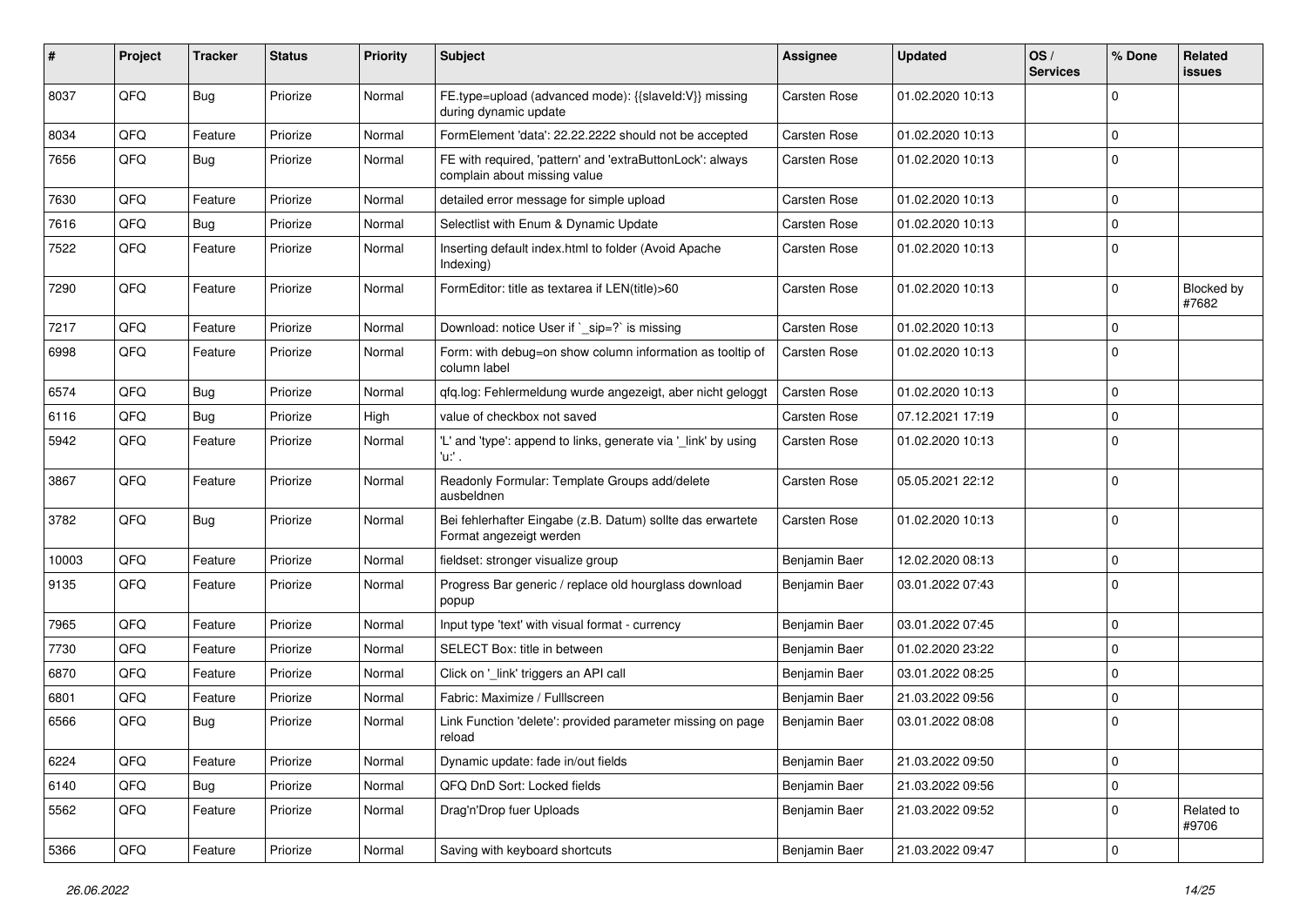| # | Project | Tracker | Status | Priority | Subject | Assignee | Updated | OS / Services | % Done | Related issues |
|---|---|---|---|---|---|---|---|---|---|---|
| 8037 | QFQ | Bug | Priorize | Normal | FE.type=upload (advanced mode): {{slaveId:V}} missing during dynamic update | Carsten Rose | 01.02.2020 10:13 | | 0 | |
| 8034 | QFQ | Feature | Priorize | Normal | FormElement 'data': 22.22.2222 should not be accepted | Carsten Rose | 01.02.2020 10:13 | | 0 | |
| 7656 | QFQ | Bug | Priorize | Normal | FE with required, 'pattern' and 'extraButtonLock': always complain about missing value | Carsten Rose | 01.02.2020 10:13 | | 0 | |
| 7630 | QFQ | Feature | Priorize | Normal | detailed error message for simple upload | Carsten Rose | 01.02.2020 10:13 | | 0 | |
| 7616 | QFQ | Bug | Priorize | Normal | Selectlist with Enum & Dynamic Update | Carsten Rose | 01.02.2020 10:13 | | 0 | |
| 7522 | QFQ | Feature | Priorize | Normal | Inserting default index.html to folder (Avoid Apache Indexing) | Carsten Rose | 01.02.2020 10:13 | | 0 | |
| 7290 | QFQ | Feature | Priorize | Normal | FormEditor: title as textarea if LEN(title)>60 | Carsten Rose | 01.02.2020 10:13 | | 0 | Blocked by #7682 |
| 7217 | QFQ | Feature | Priorize | Normal | Download: notice User if `_sip=?` is missing | Carsten Rose | 01.02.2020 10:13 | | 0 | |
| 6998 | QFQ | Feature | Priorize | Normal | Form: with debug=on show column information as tooltip of column label | Carsten Rose | 01.02.2020 10:13 | | 0 | |
| 6574 | QFQ | Bug | Priorize | Normal | qfq.log: Fehlermeldung wurde angezeigt, aber nicht geloggt | Carsten Rose | 01.02.2020 10:13 | | 0 | |
| 6116 | QFQ | Bug | Priorize | High | value of checkbox not saved | Carsten Rose | 07.12.2021 17:19 | | 0 | |
| 5942 | QFQ | Feature | Priorize | Normal | 'L' and 'type': append to links, generate via '_link' by using 'u:' . | Carsten Rose | 01.02.2020 10:13 | | 0 | |
| 3867 | QFQ | Feature | Priorize | Normal | Readonly Formular: Template Groups add/delete ausbeldnen | Carsten Rose | 05.05.2021 22:12 | | 0 | |
| 3782 | QFQ | Bug | Priorize | Normal | Bei fehlerhafter Eingabe (z.B. Datum) sollte das erwartete Format angezeigt werden | Carsten Rose | 01.02.2020 10:13 | | 0 | |
| 10003 | QFQ | Feature | Priorize | Normal | fieldset: stronger visualize group | Benjamin Baer | 12.02.2020 08:13 | | 0 | |
| 9135 | QFQ | Feature | Priorize | Normal | Progress Bar generic / replace old hourglass download popup | Benjamin Baer | 03.01.2022 07:43 | | 0 | |
| 7965 | QFQ | Feature | Priorize | Normal | Input type 'text' with visual format - currency | Benjamin Baer | 03.01.2022 07:45 | | 0 | |
| 7730 | QFQ | Feature | Priorize | Normal | SELECT Box: title in between | Benjamin Baer | 01.02.2020 23:22 | | 0 | |
| 6870 | QFQ | Feature | Priorize | Normal | Click on '_link' triggers an API call | Benjamin Baer | 03.01.2022 08:25 | | 0 | |
| 6801 | QFQ | Feature | Priorize | Normal | Fabric: Maximize / FullIscreen | Benjamin Baer | 21.03.2022 09:56 | | 0 | |
| 6566 | QFQ | Bug | Priorize | Normal | Link Function 'delete': provided parameter missing on page reload | Benjamin Baer | 03.01.2022 08:08 | | 0 | |
| 6224 | QFQ | Feature | Priorize | Normal | Dynamic update: fade in/out fields | Benjamin Baer | 21.03.2022 09:50 | | 0 | |
| 6140 | QFQ | Bug | Priorize | Normal | QFQ DnD Sort: Locked fields | Benjamin Baer | 21.03.2022 09:56 | | 0 | |
| 5562 | QFQ | Feature | Priorize | Normal | Drag'n'Drop fuer Uploads | Benjamin Baer | 21.03.2022 09:52 | | 0 | Related to #9706 |
| 5366 | QFQ | Feature | Priorize | Normal | Saving with keyboard shortcuts | Benjamin Baer | 21.03.2022 09:47 | | 0 | |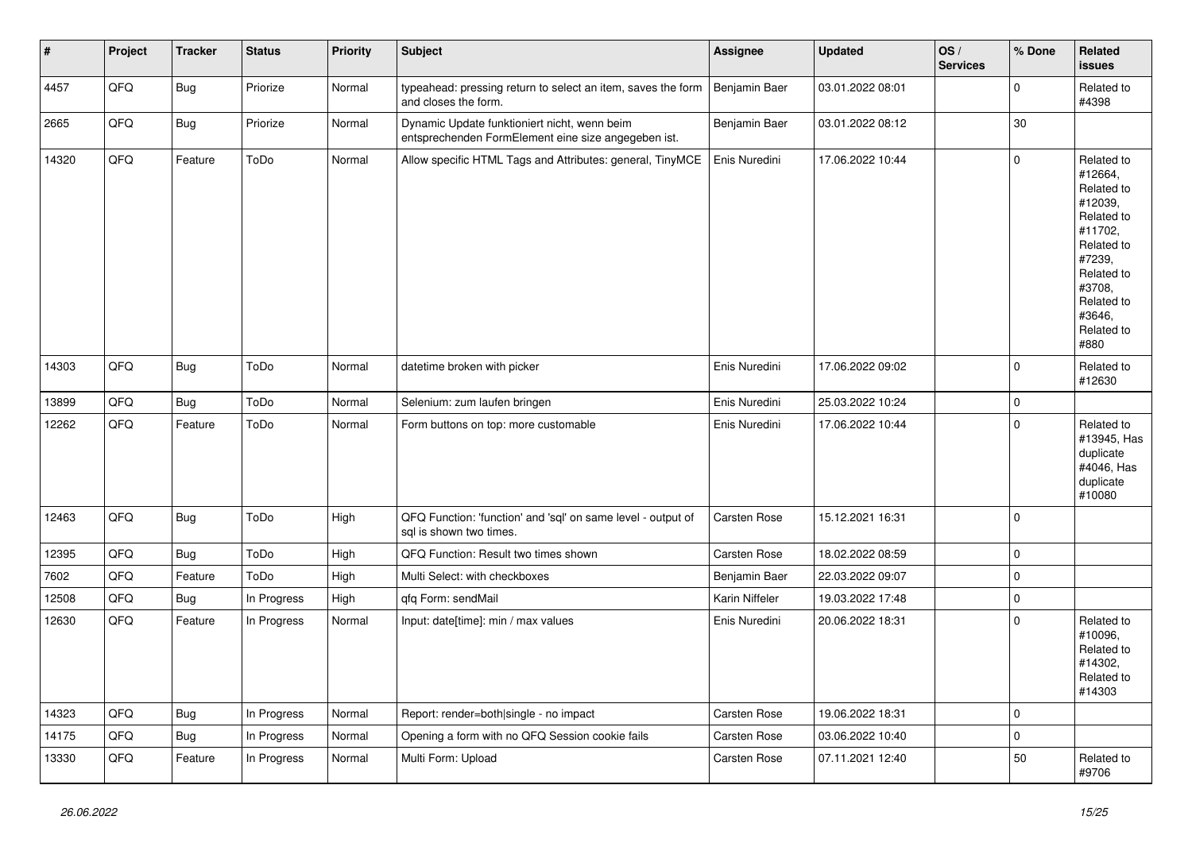| # | Project | Tracker | Status | Priority | Subject | Assignee | Updated | OS / Services | % Done | Related issues |
|---|---|---|---|---|---|---|---|---|---|---|
| 4457 | QFQ | Bug | Priorize | Normal | typeahead: pressing return to select an item, saves the form and closes the form. | Benjamin Baer | 03.01.2022 08:01 | | 0 | Related to #4398 |
| 2665 | QFQ | Bug | Priorize | Normal | Dynamic Update funktioniert nicht, wenn beim entsprechenden FormElement eine size angegeben ist. | Benjamin Baer | 03.01.2022 08:12 | | 30 | |
| 14320 | QFQ | Feature | ToDo | Normal | Allow specific HTML Tags and Attributes: general, TinyMCE | Enis Nuredini | 17.06.2022 10:44 | | 0 | Related to #12664, Related to #12039, Related to #11702, Related to #7239, Related to #3708, Related to #3646, Related to #880 |
| 14303 | QFQ | Bug | ToDo | Normal | datetime broken with picker | Enis Nuredini | 17.06.2022 09:02 | | 0 | Related to #12630 |
| 13899 | QFQ | Bug | ToDo | Normal | Selenium: zum laufen bringen | Enis Nuredini | 25.03.2022 10:24 | | 0 | |
| 12262 | QFQ | Feature | ToDo | Normal | Form buttons on top: more customable | Enis Nuredini | 17.06.2022 10:44 | | 0 | Related to #13945, Has duplicate #4046, Has duplicate #10080 |
| 12463 | QFQ | Bug | ToDo | High | QFQ Function: 'function' and 'sql' on same level - output of sql is shown two times. | Carsten Rose | 15.12.2021 16:31 | | 0 | |
| 12395 | QFQ | Bug | ToDo | High | QFQ Function: Result two times shown | Carsten Rose | 18.02.2022 08:59 | | 0 | |
| 7602 | QFQ | Feature | ToDo | High | Multi Select: with checkboxes | Benjamin Baer | 22.03.2022 09:07 | | 0 | |
| 12508 | QFQ | Bug | In Progress | High | qfq Form: sendMail | Karin Niffeler | 19.03.2022 17:48 | | 0 | |
| 12630 | QFQ | Feature | In Progress | Normal | Input: date[time]: min / max values | Enis Nuredini | 20.06.2022 18:31 | | 0 | Related to #10096, Related to #14302, Related to #14303 |
| 14323 | QFQ | Bug | In Progress | Normal | Report: render=both\|single - no impact | Carsten Rose | 19.06.2022 18:31 | | 0 | |
| 14175 | QFQ | Bug | In Progress | Normal | Opening a form with no QFQ Session cookie fails | Carsten Rose | 03.06.2022 10:40 | | 0 | |
| 13330 | QFQ | Feature | In Progress | Normal | Multi Form: Upload | Carsten Rose | 07.11.2021 12:40 | | 50 | Related to #9706 |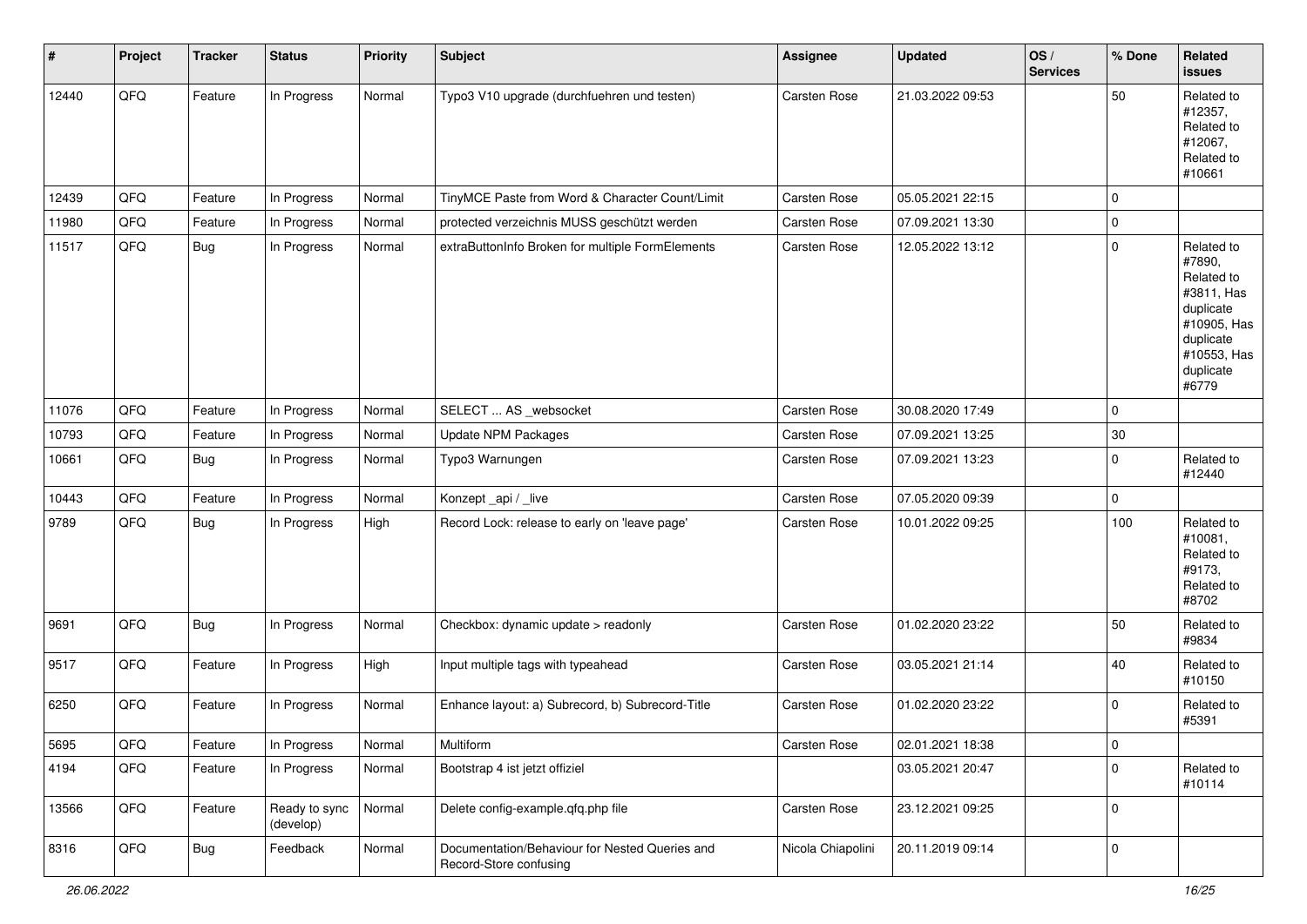| # | Project | Tracker | Status | Priority | Subject | Assignee | Updated | OS / Services | % Done | Related issues |
|---|---|---|---|---|---|---|---|---|---|---|
| 12440 | QFQ | Feature | In Progress | Normal | Typo3 V10 upgrade (durchfuehren und testen) | Carsten Rose | 21.03.2022 09:53 | | 50 | Related to #12357, Related to #12067, Related to #10661 |
| 12439 | QFQ | Feature | In Progress | Normal | TinyMCE Paste from Word & Character Count/Limit | Carsten Rose | 05.05.2021 22:15 | | 0 | |
| 11980 | QFQ | Feature | In Progress | Normal | protected verzeichnis MUSS geschützt werden | Carsten Rose | 07.09.2021 13:30 | | 0 | |
| 11517 | QFQ | Bug | In Progress | Normal | extraButtonInfo Broken for multiple FormElements | Carsten Rose | 12.05.2022 13:12 | | 0 | Related to #7890, Related to #3811, Has duplicate #10905, Has duplicate #10553, Has duplicate #6779 |
| 11076 | QFQ | Feature | In Progress | Normal | SELECT ... AS _websocket | Carsten Rose | 30.08.2020 17:49 | | 0 | |
| 10793 | QFQ | Feature | In Progress | Normal | Update NPM Packages | Carsten Rose | 07.09.2021 13:25 | | 30 | |
| 10661 | QFQ | Bug | In Progress | Normal | Typo3 Warnungen | Carsten Rose | 07.09.2021 13:23 | | 0 | Related to #12440 |
| 10443 | QFQ | Feature | In Progress | Normal | Konzept _api / _live | Carsten Rose | 07.05.2020 09:39 | | 0 | |
| 9789 | QFQ | Bug | In Progress | High | Record Lock: release to early on 'leave page' | Carsten Rose | 10.01.2022 09:25 | | 100 | Related to #10081, Related to #9173, Related to #8702 |
| 9691 | QFQ | Bug | In Progress | Normal | Checkbox: dynamic update > readonly | Carsten Rose | 01.02.2020 23:22 | | 50 | Related to #9834 |
| 9517 | QFQ | Feature | In Progress | High | Input multiple tags with typeahead | Carsten Rose | 03.05.2021 21:14 | | 40 | Related to #10150 |
| 6250 | QFQ | Feature | In Progress | Normal | Enhance layout: a) Subrecord, b) Subrecord-Title | Carsten Rose | 01.02.2020 23:22 | | 0 | Related to #5391 |
| 5695 | QFQ | Feature | In Progress | Normal | Multiform | Carsten Rose | 02.01.2021 18:38 | | 0 | |
| 4194 | QFQ | Feature | In Progress | Normal | Bootstrap 4 ist jetzt offiziel | | 03.05.2021 20:47 | | 0 | Related to #10114 |
| 13566 | QFQ | Feature | Ready to sync (develop) | Normal | Delete config-example.qfq.php file | Carsten Rose | 23.12.2021 09:25 | | 0 | |
| 8316 | QFQ | Bug | Feedback | Normal | Documentation/Behaviour for Nested Queries and Record-Store confusing | Nicola Chiapolini | 20.11.2019 09:14 | | 0 | |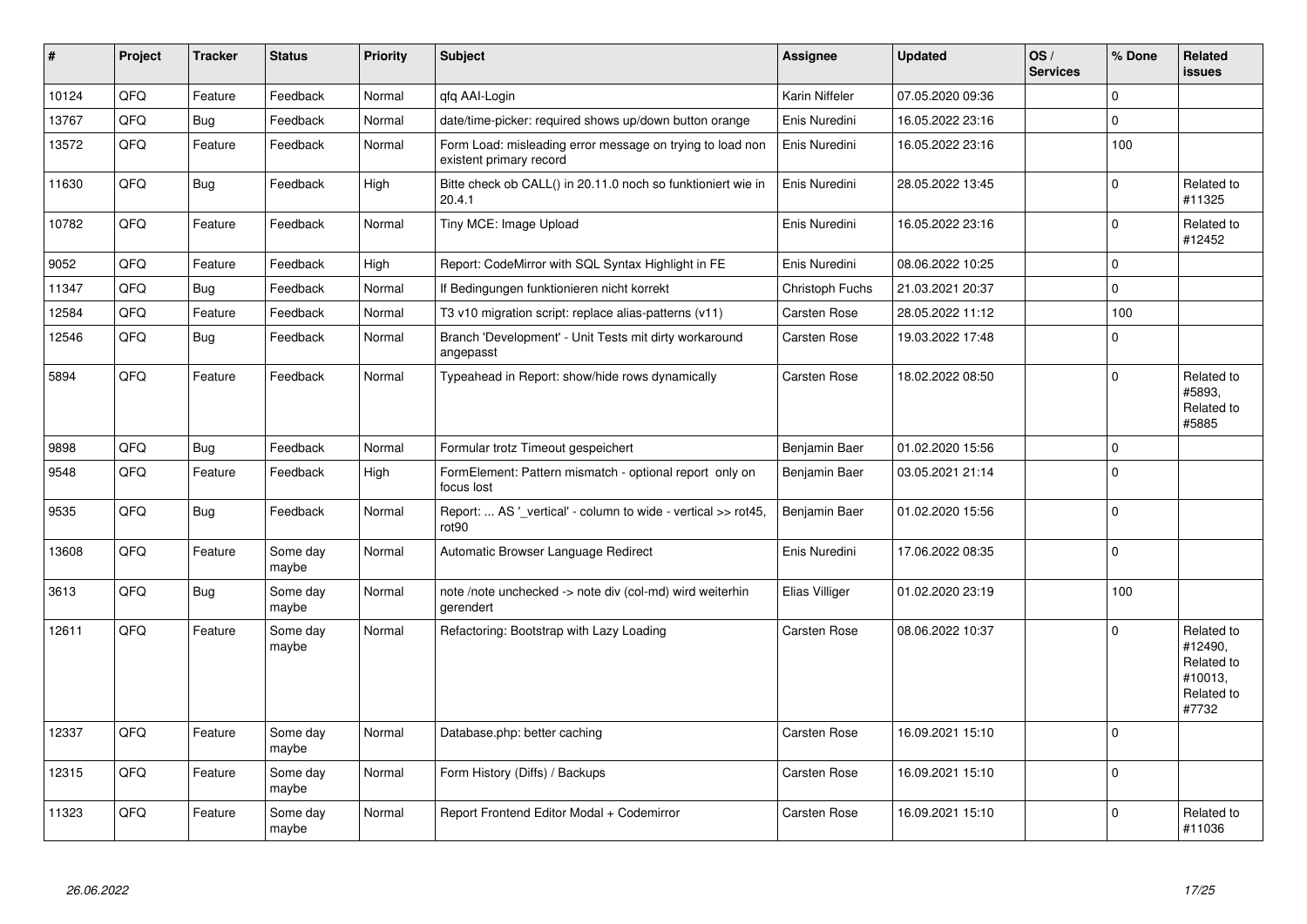| # | Project | Tracker | Status | Priority | Subject | Assignee | Updated | OS / Services | % Done | Related issues |
|---|---|---|---|---|---|---|---|---|---|---|
| 10124 | QFQ | Feature | Feedback | Normal | qfq AAI-Login | Karin Niffeler | 07.05.2020 09:36 | | 0 | |
| 13767 | QFQ | Bug | Feedback | Normal | date/time-picker: required shows up/down button orange | Enis Nuredini | 16.05.2022 23:16 | | 0 | |
| 13572 | QFQ | Feature | Feedback | Normal | Form Load: misleading error message on trying to load non existent primary record | Enis Nuredini | 16.05.2022 23:16 | | 100 | |
| 11630 | QFQ | Bug | Feedback | High | Bitte check ob CALL() in 20.11.0 noch so funktioniert wie in 20.4.1 | Enis Nuredini | 28.05.2022 13:45 | | 0 | Related to #11325 |
| 10782 | QFQ | Feature | Feedback | Normal | Tiny MCE: Image Upload | Enis Nuredini | 16.05.2022 23:16 | | 0 | Related to #12452 |
| 9052 | QFQ | Feature | Feedback | High | Report: CodeMirror with SQL Syntax Highlight in FE | Enis Nuredini | 08.06.2022 10:25 | | 0 | |
| 11347 | QFQ | Bug | Feedback | Normal | If Bedingungen funktionieren nicht korrekt | Christoph Fuchs | 21.03.2021 20:37 | | 0 | |
| 12584 | QFQ | Feature | Feedback | Normal | T3 v10 migration script: replace alias-patterns (v11) | Carsten Rose | 28.05.2022 11:12 | | 100 | |
| 12546 | QFQ | Bug | Feedback | Normal | Branch 'Development' - Unit Tests mit dirty workaround angepasst | Carsten Rose | 19.03.2022 17:48 | | 0 | |
| 5894 | QFQ | Feature | Feedback | Normal | Typeahead in Report: show/hide rows dynamically | Carsten Rose | 18.02.2022 08:50 | | 0 | Related to #5893, Related to #5885 |
| 9898 | QFQ | Bug | Feedback | Normal | Formular trotz Timeout gespeichert | Benjamin Baer | 01.02.2020 15:56 | | 0 | |
| 9548 | QFQ | Feature | Feedback | High | FormElement: Pattern mismatch - optional report only on focus lost | Benjamin Baer | 03.05.2021 21:14 | | 0 | |
| 9535 | QFQ | Bug | Feedback | Normal | Report: ... AS '_vertical' - column to wide - vertical >> rot45, rot90 | Benjamin Baer | 01.02.2020 15:56 | | 0 | |
| 13608 | QFQ | Feature | Some day maybe | Normal | Automatic Browser Language Redirect | Enis Nuredini | 17.06.2022 08:35 | | 0 | |
| 3613 | QFQ | Bug | Some day maybe | Normal | note /note unchecked -> note div (col-md) wird weiterhin gerendert | Elias Villiger | 01.02.2020 23:19 | | 100 | |
| 12611 | QFQ | Feature | Some day maybe | Normal | Refactoring: Bootstrap with Lazy Loading | Carsten Rose | 08.06.2022 10:37 | | 0 | Related to #12490, Related to #10013, Related to #7732 |
| 12337 | QFQ | Feature | Some day maybe | Normal | Database.php: better caching | Carsten Rose | 16.09.2021 15:10 | | 0 | |
| 12315 | QFQ | Feature | Some day maybe | Normal | Form History (Diffs) / Backups | Carsten Rose | 16.09.2021 15:10 | | 0 | |
| 11323 | QFQ | Feature | Some day maybe | Normal | Report Frontend Editor Modal + Codemirror | Carsten Rose | 16.09.2021 15:10 | | 0 | Related to #11036 |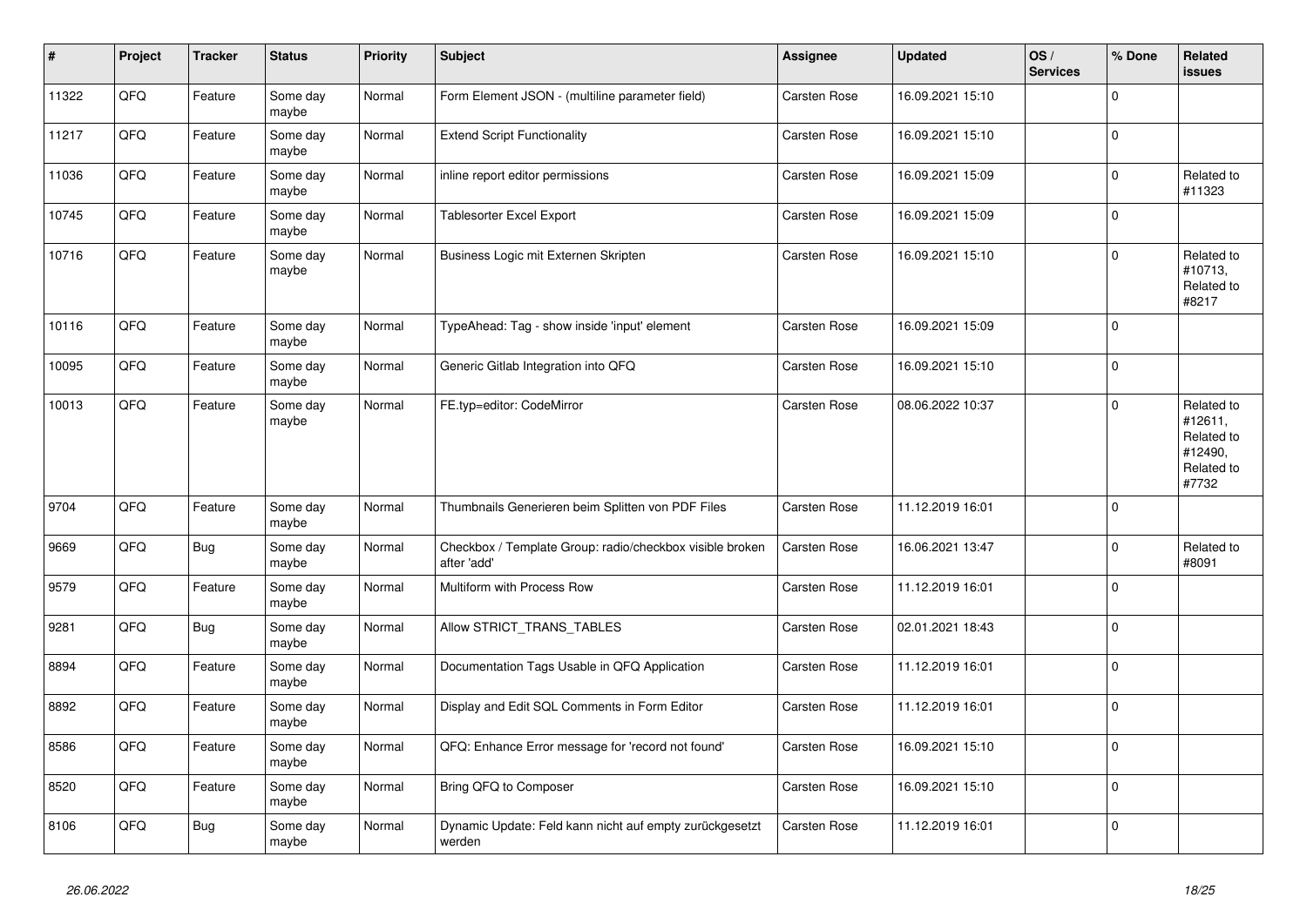| # | Project | Tracker | Status | Priority | Subject | Assignee | Updated | OS / Services | % Done | Related issues |
|---|---|---|---|---|---|---|---|---|---|---|
| 11322 | QFQ | Feature | Some day maybe | Normal | Form Element JSON - (multiline parameter field) | Carsten Rose | 16.09.2021 15:10 | | 0 | |
| 11217 | QFQ | Feature | Some day maybe | Normal | Extend Script Functionality | Carsten Rose | 16.09.2021 15:10 | | 0 | |
| 11036 | QFQ | Feature | Some day maybe | Normal | inline report editor permissions | Carsten Rose | 16.09.2021 15:09 | | 0 | Related to #11323 |
| 10745 | QFQ | Feature | Some day maybe | Normal | Tablesorter Excel Export | Carsten Rose | 16.09.2021 15:09 | | 0 | |
| 10716 | QFQ | Feature | Some day maybe | Normal | Business Logic mit Externen Skripten | Carsten Rose | 16.09.2021 15:10 | | 0 | Related to #10713, Related to #8217 |
| 10116 | QFQ | Feature | Some day maybe | Normal | TypeAhead: Tag - show inside 'input' element | Carsten Rose | 16.09.2021 15:09 | | 0 | |
| 10095 | QFQ | Feature | Some day maybe | Normal | Generic Gitlab Integration into QFQ | Carsten Rose | 16.09.2021 15:10 | | 0 | |
| 10013 | QFQ | Feature | Some day maybe | Normal | FE.typ=editor: CodeMirror | Carsten Rose | 08.06.2022 10:37 | | 0 | Related to #12611, Related to #12490, Related to #7732 |
| 9704 | QFQ | Feature | Some day maybe | Normal | Thumbnails Generieren beim Splitten von PDF Files | Carsten Rose | 11.12.2019 16:01 | | 0 | |
| 9669 | QFQ | Bug | Some day maybe | Normal | Checkbox / Template Group: radio/checkbox visible broken after 'add' | Carsten Rose | 16.06.2021 13:47 | | 0 | Related to #8091 |
| 9579 | QFQ | Feature | Some day maybe | Normal | Multiform with Process Row | Carsten Rose | 11.12.2019 16:01 | | 0 | |
| 9281 | QFQ | Bug | Some day maybe | Normal | Allow STRICT_TRANS_TABLES | Carsten Rose | 02.01.2021 18:43 | | 0 | |
| 8894 | QFQ | Feature | Some day maybe | Normal | Documentation Tags Usable in QFQ Application | Carsten Rose | 11.12.2019 16:01 | | 0 | |
| 8892 | QFQ | Feature | Some day maybe | Normal | Display and Edit SQL Comments in Form Editor | Carsten Rose | 11.12.2019 16:01 | | 0 | |
| 8586 | QFQ | Feature | Some day maybe | Normal | QFQ: Enhance Error message for 'record not found' | Carsten Rose | 16.09.2021 15:10 | | 0 | |
| 8520 | QFQ | Feature | Some day maybe | Normal | Bring QFQ to Composer | Carsten Rose | 16.09.2021 15:10 | | 0 | |
| 8106 | QFQ | Bug | Some day maybe | Normal | Dynamic Update: Feld kann nicht auf empty zurückgesetzt werden | Carsten Rose | 11.12.2019 16:01 | | 0 | |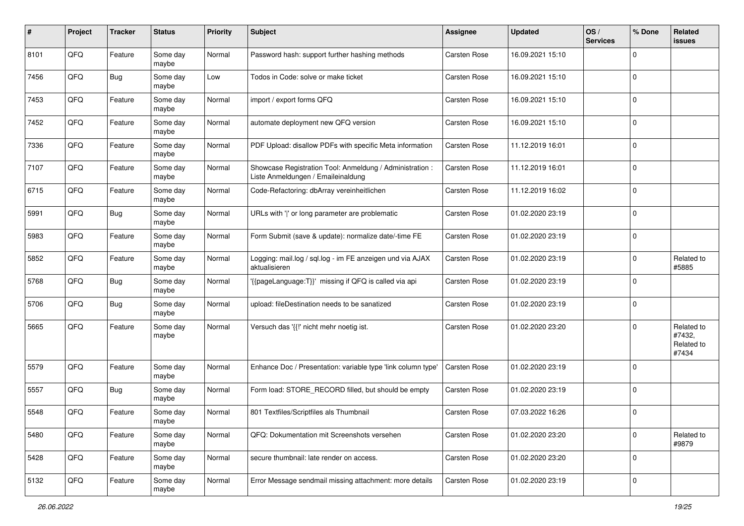| # | Project | Tracker | Status | Priority | Subject | Assignee | Updated | OS / Services | % Done | Related issues |
|---|---|---|---|---|---|---|---|---|---|---|
| 8101 | QFQ | Feature | Some day maybe | Normal | Password hash: support further hashing methods | Carsten Rose | 16.09.2021 15:10 | | 0 | |
| 7456 | QFQ | Bug | Some day maybe | Low | Todos in Code: solve or make ticket | Carsten Rose | 16.09.2021 15:10 | | 0 | |
| 7453 | QFQ | Feature | Some day maybe | Normal | import / export forms QFQ | Carsten Rose | 16.09.2021 15:10 | | 0 | |
| 7452 | QFQ | Feature | Some day maybe | Normal | automate deployment new QFQ version | Carsten Rose | 16.09.2021 15:10 | | 0 | |
| 7336 | QFQ | Feature | Some day maybe | Normal | PDF Upload: disallow PDFs with specific Meta information | Carsten Rose | 11.12.2019 16:01 | | 0 | |
| 7107 | QFQ | Feature | Some day maybe | Normal | Showcase Registration Tool: Anmeldung / Administration : Liste Anmeldungen / Emaileinaldung | Carsten Rose | 11.12.2019 16:01 | | 0 | |
| 6715 | QFQ | Feature | Some day maybe | Normal | Code-Refactoring: dbArray vereinheitlichen | Carsten Rose | 11.12.2019 16:02 | | 0 | |
| 5991 | QFQ | Bug | Some day maybe | Normal | URLs with ' ' or long parameter are problematic | Carsten Rose | 01.02.2020 23:19 | | 0 | |
| 5983 | QFQ | Feature | Some day maybe | Normal | Form Submit (save & update): normalize date/-time FE | Carsten Rose | 01.02.2020 23:19 | | 0 | |
| 5852 | QFQ | Feature | Some day maybe | Normal | Logging: mail.log / sql.log - im FE anzeigen und via AJAX aktualisieren | Carsten Rose | 01.02.2020 23:19 | | 0 | Related to #5885 |
| 5768 | QFQ | Bug | Some day maybe | Normal | '{{pageLanguage:T}}' missing if QFQ is called via api | Carsten Rose | 01.02.2020 23:19 | | 0 | |
| 5706 | QFQ | Bug | Some day maybe | Normal | upload: fileDestination needs to be sanatized | Carsten Rose | 01.02.2020 23:19 | | 0 | |
| 5665 | QFQ | Feature | Some day maybe | Normal | Versuch das '{{!' nicht mehr noetig ist. | Carsten Rose | 01.02.2020 23:20 | | 0 | Related to #7432, Related to #7434 |
| 5579 | QFQ | Feature | Some day maybe | Normal | Enhance Doc / Presentation: variable type 'link column type' | Carsten Rose | 01.02.2020 23:19 | | 0 | |
| 5557 | QFQ | Bug | Some day maybe | Normal | Form load: STORE_RECORD filled, but should be empty | Carsten Rose | 01.02.2020 23:19 | | 0 | |
| 5548 | QFQ | Feature | Some day maybe | Normal | 801 Textfiles/Scriptfiles als Thumbnail | Carsten Rose | 07.03.2022 16:26 | | 0 | |
| 5480 | QFQ | Feature | Some day maybe | Normal | QFQ: Dokumentation mit Screenshots versehen | Carsten Rose | 01.02.2020 23:20 | | 0 | Related to #9879 |
| 5428 | QFQ | Feature | Some day maybe | Normal | secure thumbnail: late render on access. | Carsten Rose | 01.02.2020 23:20 | | 0 | |
| 5132 | QFQ | Feature | Some day maybe | Normal | Error Message sendmail missing attachment: more details | Carsten Rose | 01.02.2020 23:19 | | 0 | |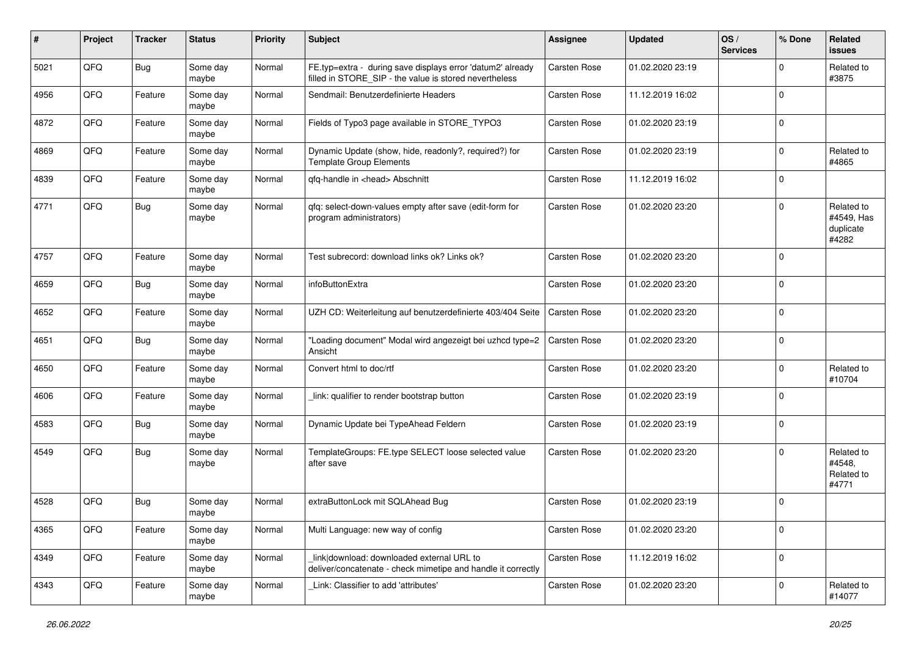| # | Project | Tracker | Status | Priority | Subject | Assignee | Updated | OS / Services | % Done | Related issues |
|---|---|---|---|---|---|---|---|---|---|---|
| 5021 | QFQ | Bug | Some day maybe | Normal | FE.typ=extra - during save displays error 'datum2' already filled in STORE_SIP - the value is stored nevertheless | Carsten Rose | 01.02.2020 23:19 | | 0 | Related to #3875 |
| 4956 | QFQ | Feature | Some day maybe | Normal | Sendmail: Benutzerdefinierte Headers | Carsten Rose | 11.12.2019 16:02 | | 0 | |
| 4872 | QFQ | Feature | Some day maybe | Normal | Fields of Typo3 page available in STORE_TYPO3 | Carsten Rose | 01.02.2020 23:19 | | 0 | |
| 4869 | QFQ | Feature | Some day maybe | Normal | Dynamic Update (show, hide, readonly?, required?) for Template Group Elements | Carsten Rose | 01.02.2020 23:19 | | 0 | Related to #4865 |
| 4839 | QFQ | Feature | Some day maybe | Normal | qfq-handle in <head> Abschnitt | Carsten Rose | 11.12.2019 16:02 | | 0 | |
| 4771 | QFQ | Bug | Some day maybe | Normal | qfq: select-down-values empty after save (edit-form for program administrators) | Carsten Rose | 01.02.2020 23:20 | | 0 | Related to #4549, Has duplicate #4282 |
| 4757 | QFQ | Feature | Some day maybe | Normal | Test subrecord: download links ok? Links ok? | Carsten Rose | 01.02.2020 23:20 | | 0 | |
| 4659 | QFQ | Bug | Some day maybe | Normal | infoButtonExtra | Carsten Rose | 01.02.2020 23:20 | | 0 | |
| 4652 | QFQ | Feature | Some day maybe | Normal | UZH CD: Weiterleitung auf benutzerdefinierte 403/404 Seite | Carsten Rose | 01.02.2020 23:20 | | 0 | |
| 4651 | QFQ | Bug | Some day maybe | Normal | "Loading document" Modal wird angezeigt bei uzhcd type=2 Ansicht | Carsten Rose | 01.02.2020 23:20 | | 0 | |
| 4650 | QFQ | Feature | Some day maybe | Normal | Convert html to doc/rtf | Carsten Rose | 01.02.2020 23:20 | | 0 | Related to #10704 |
| 4606 | QFQ | Feature | Some day maybe | Normal | _link: qualifier to render bootstrap button | Carsten Rose | 01.02.2020 23:19 | | 0 | |
| 4583 | QFQ | Bug | Some day maybe | Normal | Dynamic Update bei TypeAhead Feldern | Carsten Rose | 01.02.2020 23:19 | | 0 | |
| 4549 | QFQ | Bug | Some day maybe | Normal | TemplateGroups: FE.type SELECT loose selected value after save | Carsten Rose | 01.02.2020 23:20 | | 0 | Related to #4548, Related to #4771 |
| 4528 | QFQ | Bug | Some day maybe | Normal | extraButtonLock mit SQLAhead Bug | Carsten Rose | 01.02.2020 23:19 | | 0 | |
| 4365 | QFQ | Feature | Some day maybe | Normal | Multi Language: new way of config | Carsten Rose | 01.02.2020 23:20 | | 0 | |
| 4349 | QFQ | Feature | Some day maybe | Normal | _link\|download: downloaded external URL to deliver/concatenate - check mimetipe and handle it correctly | Carsten Rose | 11.12.2019 16:02 | | 0 | |
| 4343 | QFQ | Feature | Some day maybe | Normal | _Link: Classifier to add 'attributes' | Carsten Rose | 01.02.2020 23:20 | | 0 | Related to #14077 |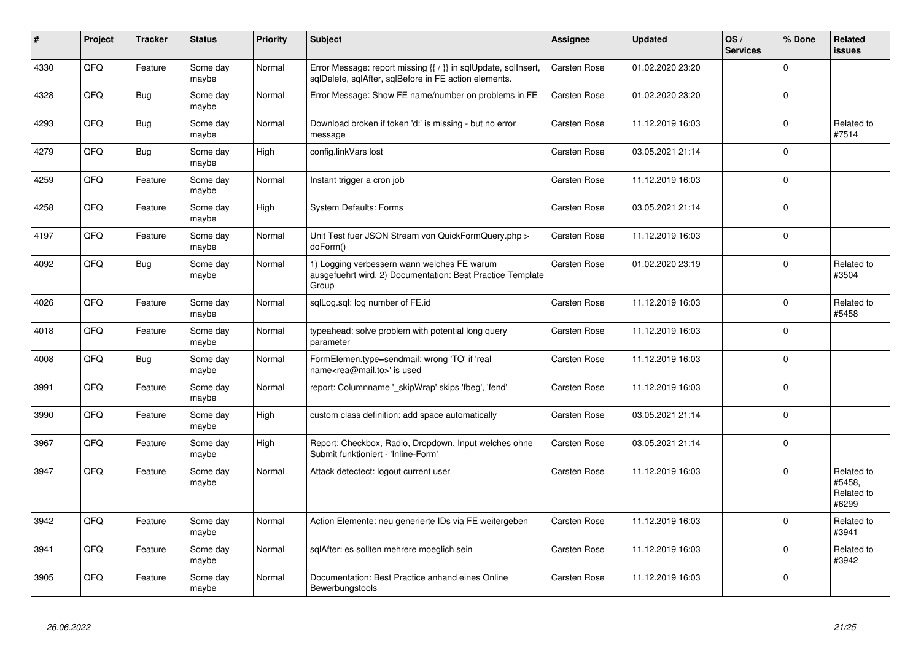| # | Project | Tracker | Status | Priority | Subject | Assignee | Updated | OS / Services | % Done | Related issues |
|---|---|---|---|---|---|---|---|---|---|---|
| 4330 | QFQ | Feature | Some day maybe | Normal | Error Message: report missing {{ / }} in sqlUpdate, sqlInsert, sqlDelete, sqlAfter, sqlBefore in FE action elements. | Carsten Rose | 01.02.2020 23:20 | | 0 | |
| 4328 | QFQ | Bug | Some day maybe | Normal | Error Message: Show FE name/number on problems in FE | Carsten Rose | 01.02.2020 23:20 | | 0 | |
| 4293 | QFQ | Bug | Some day maybe | Normal | Download broken if token 'd:' is missing - but no error message | Carsten Rose | 11.12.2019 16:03 | | 0 | Related to #7514 |
| 4279 | QFQ | Bug | Some day maybe | High | config.linkVars lost | Carsten Rose | 03.05.2021 21:14 | | 0 | |
| 4259 | QFQ | Feature | Some day maybe | Normal | Instant trigger a cron job | Carsten Rose | 11.12.2019 16:03 | | 0 | |
| 4258 | QFQ | Feature | Some day maybe | High | System Defaults: Forms | Carsten Rose | 03.05.2021 21:14 | | 0 | |
| 4197 | QFQ | Feature | Some day maybe | Normal | Unit Test fuer JSON Stream von QuickFormQuery.php > doForm() | Carsten Rose | 11.12.2019 16:03 | | 0 | |
| 4092 | QFQ | Bug | Some day maybe | Normal | 1) Logging verbessern wann welches FE warum ausgefuehrt wird, 2) Documentation: Best Practice Template Group | Carsten Rose | 01.02.2020 23:19 | | 0 | Related to #3504 |
| 4026 | QFQ | Feature | Some day maybe | Normal | sqlLog.sql: log number of FE.id | Carsten Rose | 11.12.2019 16:03 | | 0 | Related to #5458 |
| 4018 | QFQ | Feature | Some day maybe | Normal | typeahead: solve problem with potential long query parameter | Carsten Rose | 11.12.2019 16:03 | | 0 | |
| 4008 | QFQ | Bug | Some day maybe | Normal | FormElemen.type=sendmail: wrong 'TO' if 'real name<rea@mail.to>' is used | Carsten Rose | 11.12.2019 16:03 | | 0 | |
| 3991 | QFQ | Feature | Some day maybe | Normal | report: Columnname '_skipWrap' skips 'fbeg', 'fend' | Carsten Rose | 11.12.2019 16:03 | | 0 | |
| 3990 | QFQ | Feature | Some day maybe | High | custom class definition: add space automatically | Carsten Rose | 03.05.2021 21:14 | | 0 | |
| 3967 | QFQ | Feature | Some day maybe | High | Report: Checkbox, Radio, Dropdown, Input welches ohne Submit funktioniert - 'Inline-Form' | Carsten Rose | 03.05.2021 21:14 | | 0 | |
| 3947 | QFQ | Feature | Some day maybe | Normal | Attack detectect: logout current user | Carsten Rose | 11.12.2019 16:03 | | 0 | Related to #5458, Related to #6299 |
| 3942 | QFQ | Feature | Some day maybe | Normal | Action Elemente: neu generierte IDs via FE weitergeben | Carsten Rose | 11.12.2019 16:03 | | 0 | Related to #3941 |
| 3941 | QFQ | Feature | Some day maybe | Normal | sqlAfter: es sollten mehrere moeglich sein | Carsten Rose | 11.12.2019 16:03 | | 0 | Related to #3942 |
| 3905 | QFQ | Feature | Some day maybe | Normal | Documentation: Best Practice anhand eines Online Bewerbungstools | Carsten Rose | 11.12.2019 16:03 | | 0 | |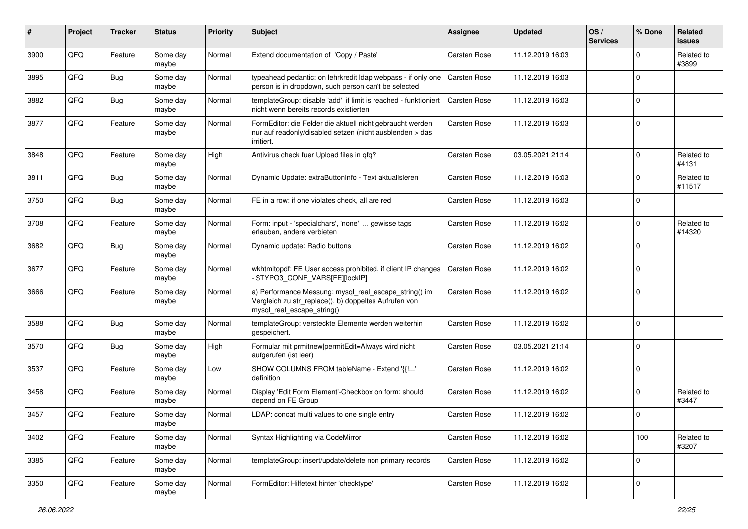| # | Project | Tracker | Status | Priority | Subject | Assignee | Updated | OS / Services | % Done | Related issues |
|---|---|---|---|---|---|---|---|---|---|---|
| 3900 | QFQ | Feature | Some day maybe | Normal | Extend documentation of 'Copy / Paste' | Carsten Rose | 11.12.2019 16:03 | | 0 | Related to #3899 |
| 3895 | QFQ | Bug | Some day maybe | Normal | typeahead pedantic: on lehrkredit ldap webpass - if only one person is in dropdown, such person can't be selected | Carsten Rose | 11.12.2019 16:03 | | 0 | |
| 3882 | QFQ | Bug | Some day maybe | Normal | templateGroup: disable 'add' if limit is reached - funktioniert nicht wenn bereits records existierten | Carsten Rose | 11.12.2019 16:03 | | 0 | |
| 3877 | QFQ | Feature | Some day maybe | Normal | FormEditor: die Felder die aktuell nicht gebraucht werden nur auf readonly/disabled setzen (nicht ausblenden > das irritiert. | Carsten Rose | 11.12.2019 16:03 | | 0 | |
| 3848 | QFQ | Feature | Some day maybe | High | Antivirus check fuer Upload files in qfq? | Carsten Rose | 03.05.2021 21:14 | | 0 | Related to #4131 |
| 3811 | QFQ | Bug | Some day maybe | Normal | Dynamic Update: extraButtonInfo - Text aktualisieren | Carsten Rose | 11.12.2019 16:03 | | 0 | Related to #11517 |
| 3750 | QFQ | Bug | Some day maybe | Normal | FE in a row: if one violates check, all are red | Carsten Rose | 11.12.2019 16:03 | | 0 | |
| 3708 | QFQ | Feature | Some day maybe | Normal | Form: input - 'specialchars', 'none' ... gewisse tags erlauben, andere verbieten | Carsten Rose | 11.12.2019 16:02 | | 0 | Related to #14320 |
| 3682 | QFQ | Bug | Some day maybe | Normal | Dynamic update: Radio buttons | Carsten Rose | 11.12.2019 16:02 | | 0 | |
| 3677 | QFQ | Feature | Some day maybe | Normal | wkhtmltopdf: FE User access prohibited, if client IP changes - $TYPO3_CONF_VARS[FE][lockIP] | Carsten Rose | 11.12.2019 16:02 | | 0 | |
| 3666 | QFQ | Feature | Some day maybe | Normal | a) Performance Messung: mysql_real_escape_string() im Vergleich zu str_replace(), b) doppeltes Aufrufen von mysql_real_escape_string() | Carsten Rose | 11.12.2019 16:02 | | 0 | |
| 3588 | QFQ | Bug | Some day maybe | Normal | templateGroup: versteckte Elemente werden weiterhin gespeichert. | Carsten Rose | 11.12.2019 16:02 | | 0 | |
| 3570 | QFQ | Bug | Some day maybe | High | Formular mit prmitnew\|permitEdit=Always wird nicht aufgerufen (ist leer) | Carsten Rose | 03.05.2021 21:14 | | 0 | |
| 3537 | QFQ | Feature | Some day maybe | Low | SHOW COLUMNS FROM tableName - Extend '{{!...' definition | Carsten Rose | 11.12.2019 16:02 | | 0 | |
| 3458 | QFQ | Feature | Some day maybe | Normal | Display 'Edit Form Element'-Checkbox on form: should depend on FE Group | Carsten Rose | 11.12.2019 16:02 | | 0 | Related to #3447 |
| 3457 | QFQ | Feature | Some day maybe | Normal | LDAP: concat multi values to one single entry | Carsten Rose | 11.12.2019 16:02 | | 0 | |
| 3402 | QFQ | Feature | Some day maybe | Normal | Syntax Highlighting via CodeMirror | Carsten Rose | 11.12.2019 16:02 | | 100 | Related to #3207 |
| 3385 | QFQ | Feature | Some day maybe | Normal | templateGroup: insert/update/delete non primary records | Carsten Rose | 11.12.2019 16:02 | | 0 | |
| 3350 | QFQ | Feature | Some day maybe | Normal | FormEditor: Hilfetext hinter 'checktype' | Carsten Rose | 11.12.2019 16:02 | | 0 | |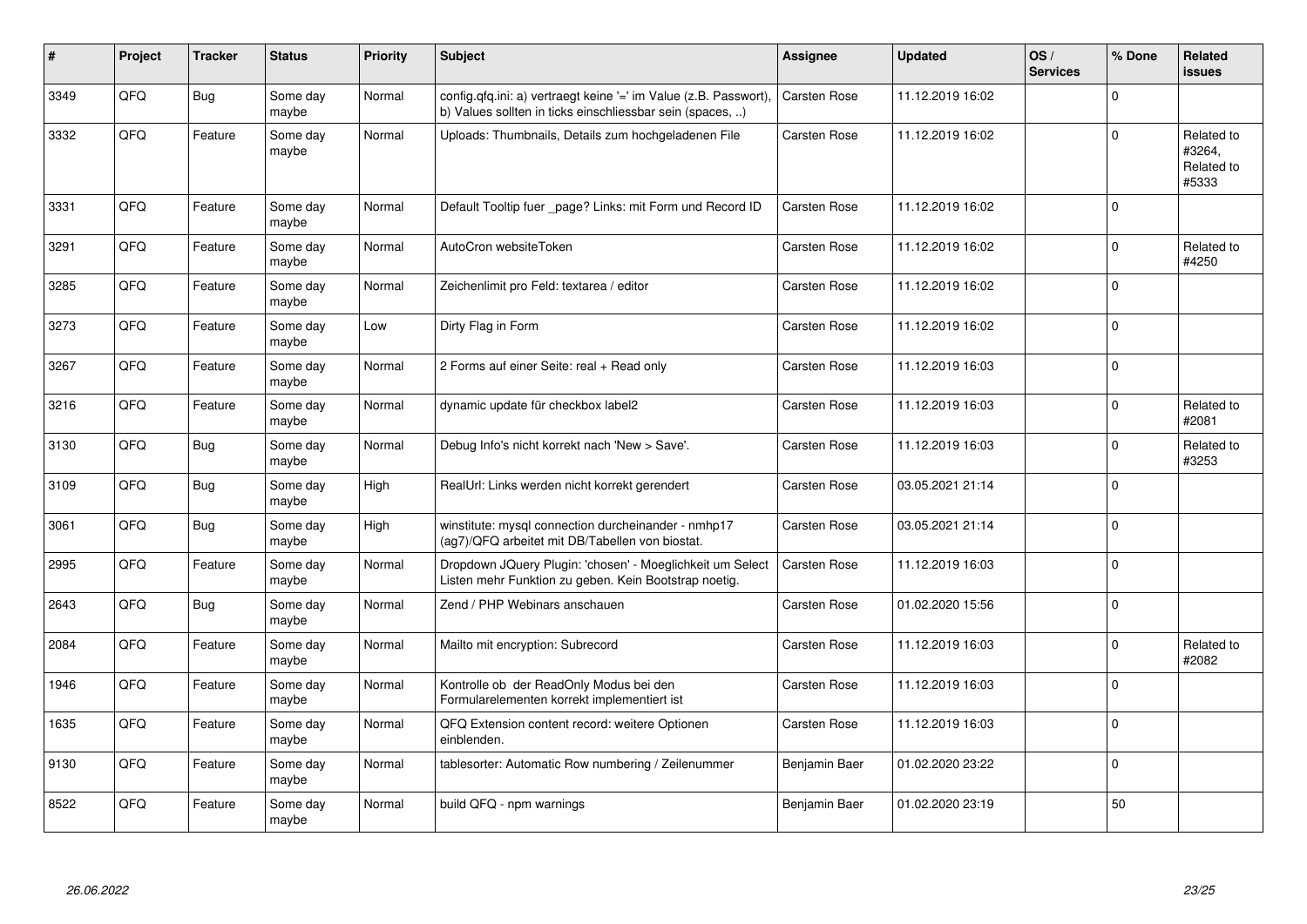| # | Project | Tracker | Status | Priority | Subject | Assignee | Updated | OS / Services | % Done | Related issues |
|---|---|---|---|---|---|---|---|---|---|---|
| 3349 | QFQ | Bug | Some day maybe | Normal | config.qfq.ini: a) vertraegt keine '=' im Value (z.B. Passwort), b) Values sollten in ticks einschliessbar sein (spaces, ..) | Carsten Rose | 11.12.2019 16:02 | | 0 | |
| 3332 | QFQ | Feature | Some day maybe | Normal | Uploads: Thumbnails, Details zum hochgeladenen File | Carsten Rose | 11.12.2019 16:02 | | 0 | Related to #3264, Related to #5333 |
| 3331 | QFQ | Feature | Some day maybe | Normal | Default Tooltip fuer _page? Links: mit Form und Record ID | Carsten Rose | 11.12.2019 16:02 | | 0 | |
| 3291 | QFQ | Feature | Some day maybe | Normal | AutoCron websiteToken | Carsten Rose | 11.12.2019 16:02 | | 0 | Related to #4250 |
| 3285 | QFQ | Feature | Some day maybe | Normal | Zeichenlimit pro Feld: textarea / editor | Carsten Rose | 11.12.2019 16:02 | | 0 | |
| 3273 | QFQ | Feature | Some day maybe | Low | Dirty Flag in Form | Carsten Rose | 11.12.2019 16:02 | | 0 | |
| 3267 | QFQ | Feature | Some day maybe | Normal | 2 Forms auf einer Seite: real + Read only | Carsten Rose | 11.12.2019 16:03 | | 0 | |
| 3216 | QFQ | Feature | Some day maybe | Normal | dynamic update für checkbox label2 | Carsten Rose | 11.12.2019 16:03 | | 0 | Related to #2081 |
| 3130 | QFQ | Bug | Some day maybe | Normal | Debug Info's nicht korrekt nach 'New > Save'. | Carsten Rose | 11.12.2019 16:03 | | 0 | Related to #3253 |
| 3109 | QFQ | Bug | Some day maybe | High | RealUrl: Links werden nicht korrekt gerendert | Carsten Rose | 03.05.2021 21:14 | | 0 | |
| 3061 | QFQ | Bug | Some day maybe | High | winstitute: mysql connection durcheinander - nmhp17 (ag7)/QFQ arbeitet mit DB/Tabellen von biostat. | Carsten Rose | 03.05.2021 21:14 | | 0 | |
| 2995 | QFQ | Feature | Some day maybe | Normal | Dropdown JQuery Plugin: 'chosen' - Moeglichkeit um Select Listen mehr Funktion zu geben. Kein Bootstrap noetig. | Carsten Rose | 11.12.2019 16:03 | | 0 | |
| 2643 | QFQ | Bug | Some day maybe | Normal | Zend / PHP Webinars anschauen | Carsten Rose | 01.02.2020 15:56 | | 0 | |
| 2084 | QFQ | Feature | Some day maybe | Normal | Mailto mit encryption: Subrecord | Carsten Rose | 11.12.2019 16:03 | | 0 | Related to #2082 |
| 1946 | QFQ | Feature | Some day maybe | Normal | Kontrolle ob der ReadOnly Modus bei den Formularelementen korrekt implementiert ist | Carsten Rose | 11.12.2019 16:03 | | 0 | |
| 1635 | QFQ | Feature | Some day maybe | Normal | QFQ Extension content record: weitere Optionen einblenden. | Carsten Rose | 11.12.2019 16:03 | | 0 | |
| 9130 | QFQ | Feature | Some day maybe | Normal | tablesorter: Automatic Row numbering / Zeilenummer | Benjamin Baer | 01.02.2020 23:22 | | 0 | |
| 8522 | QFQ | Feature | Some day maybe | Normal | build QFQ - npm warnings | Benjamin Baer | 01.02.2020 23:19 | | 50 | |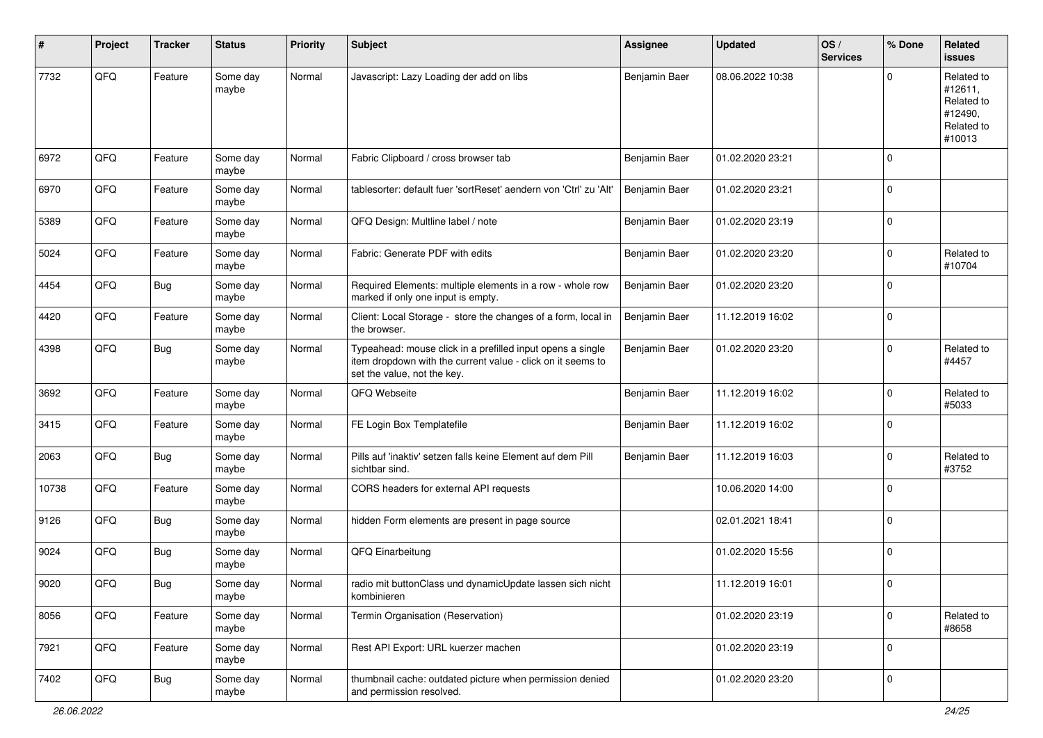| # | Project | Tracker | Status | Priority | Subject | Assignee | Updated | OS / Services | % Done | Related issues |
|---|---|---|---|---|---|---|---|---|---|---|
| 7732 | QFQ | Feature | Some day maybe | Normal | Javascript: Lazy Loading der add on libs | Benjamin Baer | 08.06.2022 10:38 | | 0 | Related to #12611, Related to #12490, Related to #10013 |
| 6972 | QFQ | Feature | Some day maybe | Normal | Fabric Clipboard / cross browser tab | Benjamin Baer | 01.02.2020 23:21 | | 0 | |
| 6970 | QFQ | Feature | Some day maybe | Normal | tablesorter: default fuer 'sortReset' aendern von 'Ctrl' zu 'Alt' | Benjamin Baer | 01.02.2020 23:21 | | 0 | |
| 5389 | QFQ | Feature | Some day maybe | Normal | QFQ Design: Multline label / note | Benjamin Baer | 01.02.2020 23:19 | | 0 | |
| 5024 | QFQ | Feature | Some day maybe | Normal | Fabric: Generate PDF with edits | Benjamin Baer | 01.02.2020 23:20 | | 0 | Related to #10704 |
| 4454 | QFQ | Bug | Some day maybe | Normal | Required Elements: multiple elements in a row - whole row marked if only one input is empty. | Benjamin Baer | 01.02.2020 23:20 | | 0 | |
| 4420 | QFQ | Feature | Some day maybe | Normal | Client: Local Storage - store the changes of a form, local in the browser. | Benjamin Baer | 11.12.2019 16:02 | | 0 | |
| 4398 | QFQ | Bug | Some day maybe | Normal | Typeahead: mouse click in a prefilled input opens a single item dropdown with the current value - click on it seems to set the value, not the key. | Benjamin Baer | 01.02.2020 23:20 | | 0 | Related to #4457 |
| 3692 | QFQ | Feature | Some day maybe | Normal | QFQ Webseite | Benjamin Baer | 11.12.2019 16:02 | | 0 | Related to #5033 |
| 3415 | QFQ | Feature | Some day maybe | Normal | FE Login Box Templatefile | Benjamin Baer | 11.12.2019 16:02 | | 0 | |
| 2063 | QFQ | Bug | Some day maybe | Normal | Pills auf 'inaktiv' setzen falls keine Element auf dem Pill sichtbar sind. | Benjamin Baer | 11.12.2019 16:03 | | 0 | Related to #3752 |
| 10738 | QFQ | Feature | Some day maybe | Normal | CORS headers for external API requests | | 10.06.2020 14:00 | | 0 | |
| 9126 | QFQ | Bug | Some day maybe | Normal | hidden Form elements are present in page source | | 02.01.2021 18:41 | | 0 | |
| 9024 | QFQ | Bug | Some day maybe | Normal | QFQ Einarbeitung | | 01.02.2020 15:56 | | 0 | |
| 9020 | QFQ | Bug | Some day maybe | Normal | radio mit buttonClass und dynamicUpdate lassen sich nicht kombinieren | | 11.12.2019 16:01 | | 0 | |
| 8056 | QFQ | Feature | Some day maybe | Normal | Termin Organisation (Reservation) | | 01.02.2020 23:19 | | 0 | Related to #8658 |
| 7921 | QFQ | Feature | Some day maybe | Normal | Rest API Export: URL kuerzer machen | | 01.02.2020 23:19 | | 0 | |
| 7402 | QFQ | Bug | Some day maybe | Normal | thumbnail cache: outdated picture when permission denied and permission resolved. | | 01.02.2020 23:20 | | 0 | |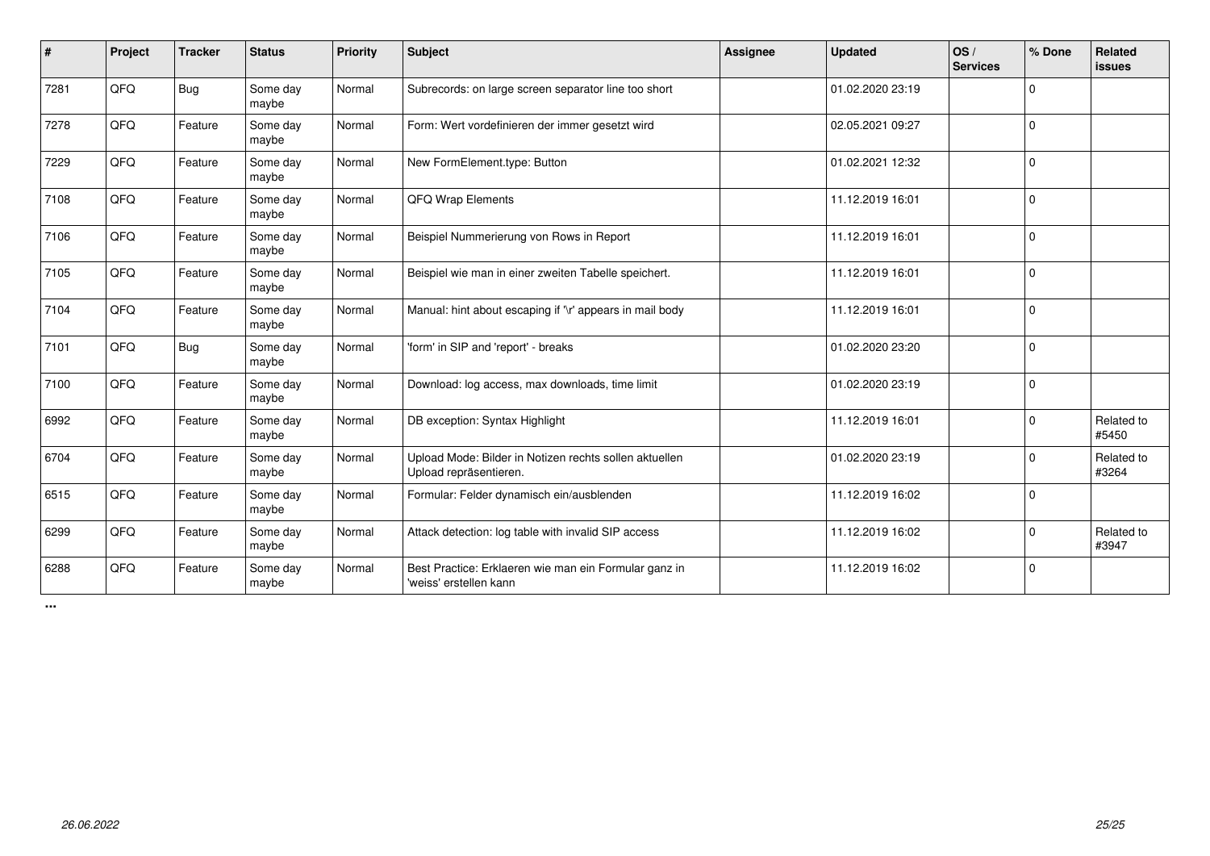| # | Project | Tracker | Status | Priority | Subject | Assignee | Updated | OS / Services | % Done | Related issues |
|---|---|---|---|---|---|---|---|---|---|---|
| 7281 | QFQ | Bug | Some day maybe | Normal | Subrecords: on large screen separator line too short | | 01.02.2020 23:19 | | 0 | |
| 7278 | QFQ | Feature | Some day maybe | Normal | Form: Wert vordefinieren der immer gesetzt wird | | 02.05.2021 09:27 | | 0 | |
| 7229 | QFQ | Feature | Some day maybe | Normal | New FormElement.type: Button | | 01.02.2021 12:32 | | 0 | |
| 7108 | QFQ | Feature | Some day maybe | Normal | QFQ Wrap Elements | | 11.12.2019 16:01 | | 0 | |
| 7106 | QFQ | Feature | Some day maybe | Normal | Beispiel Nummerierung von Rows in Report | | 11.12.2019 16:01 | | 0 | |
| 7105 | QFQ | Feature | Some day maybe | Normal | Beispiel wie man in einer zweiten Tabelle speichert. | | 11.12.2019 16:01 | | 0 | |
| 7104 | QFQ | Feature | Some day maybe | Normal | Manual: hint about escaping if '\r' appears in mail body | | 11.12.2019 16:01 | | 0 | |
| 7101 | QFQ | Bug | Some day maybe | Normal | 'form' in SIP and 'report' - breaks | | 01.02.2020 23:20 | | 0 | |
| 7100 | QFQ | Feature | Some day maybe | Normal | Download: log access, max downloads, time limit | | 01.02.2020 23:19 | | 0 | |
| 6992 | QFQ | Feature | Some day maybe | Normal | DB exception: Syntax Highlight | | 11.12.2019 16:01 | | 0 | Related to #5450 |
| 6704 | QFQ | Feature | Some day maybe | Normal | Upload Mode: Bilder in Notizen rechts sollen aktuellen Upload repräsentieren. | | 01.02.2020 23:19 | | 0 | Related to #3264 |
| 6515 | QFQ | Feature | Some day maybe | Normal | Formular: Felder dynamisch ein/ausblenden | | 11.12.2019 16:02 | | 0 | |
| 6299 | QFQ | Feature | Some day maybe | Normal | Attack detection: log table with invalid SIP access | | 11.12.2019 16:02 | | 0 | Related to #3947 |
| 6288 | QFQ | Feature | Some day maybe | Normal | Best Practice: Erklaeren wie man ein Formular ganz in 'weiss' erstellen kann | | 11.12.2019 16:02 | | 0 | |

...